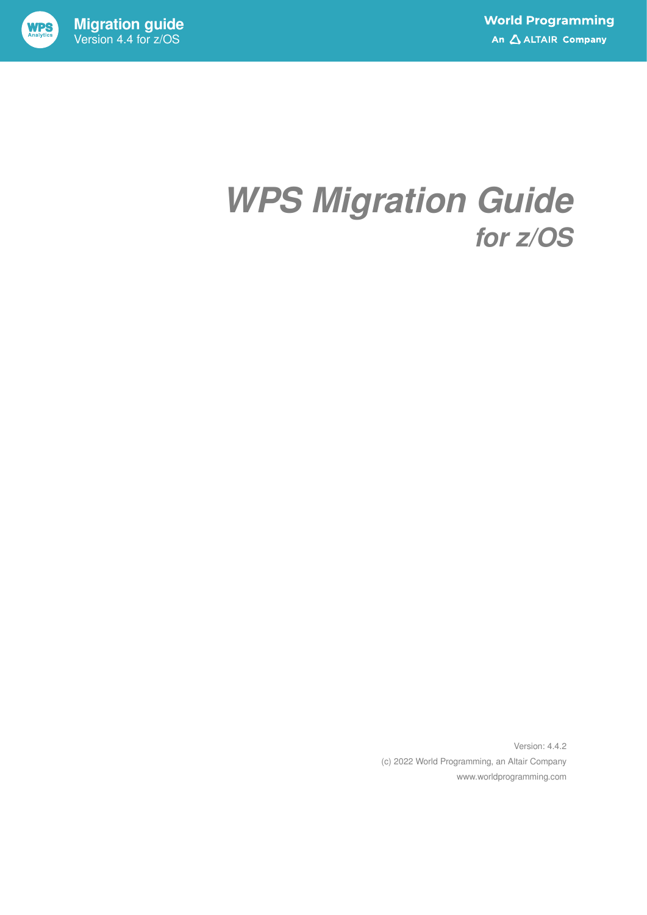# *WPS Migration Guide*

## *for z/OS*

Version: 4.4.2

(c) 2022 World Programming, an Altair Company

www.worldprogramming.com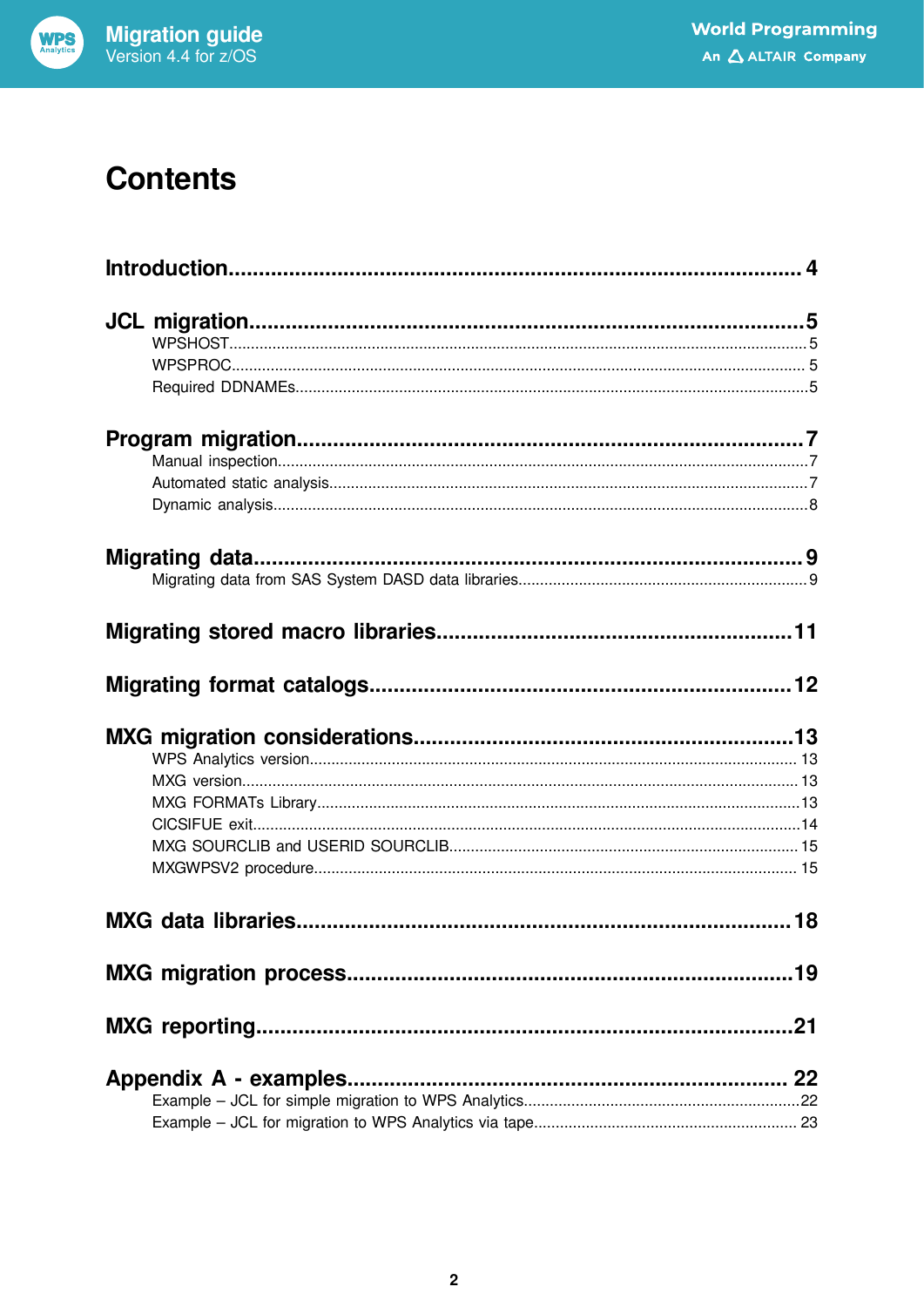# Contents

**Introduction** ........................................................................................ 4

**JCL migration** ........................................................................................ 5
- WPSHOST ........................................................................................ 5
- WPSPROC ........................................................................................ 5
- Required DDNAMEs ........................................................................................ 5

**Program migration** ........................................................................................ 7
- Manual inspection ........................................................................................ 7
- Automated static analysis ........................................................................................ 7
- Dynamic analysis ........................................................................................ 8

**Migrating data** ........................................................................................ 9
- Migrating data from SAS System DASD data libraries ........................................................................................ 9

**Migrating stored macro libraries** ........................................................................................ 11

**Migrating format catalogs** ........................................................................................ 12

**MXG migration considerations** ........................................................................................ 13
- WPS Analytics version ........................................................................................ 13
- MXG version ........................................................................................ 13
- MXG FORMATs Library ........................................................................................ 13
- CICSIFUE exit ........................................................................................ 14
- MXG SOURCLIB and USERID SOURCLIB ........................................................................................ 15
- MXGWPSV2 procedure ........................................................................................ 15

**MXG data libraries** ........................................................................................ 18

**MXG migration process** ........................................................................................ 19

**MXG reporting** ........................................................................................ 21

**Appendix A - examples** ........................................................................................ 22
- Example – JCL for simple migration to WPS Analytics ........................................................................................ 22
- Example – JCL for migration to WPS Analytics via tape ........................................................................................ 23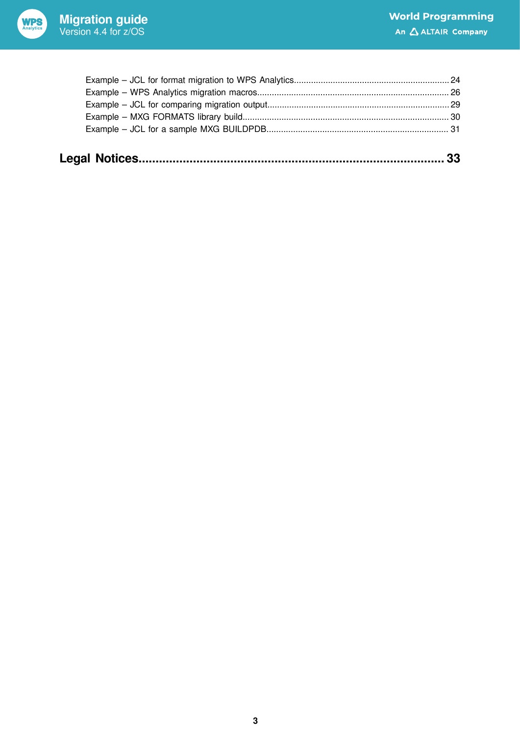Example – JCL for format migration to WPS Analytics................................................................ 24
Example – WPS Analytics migration macros............................................................................... 26
Example – JCL for comparing migration output.......................................................................... 29
Example – MXG FORMATS library build.................................................................................... 30
Example – JCL for a sample MXG BUILDPDB........................................................................... 31

**Legal Notices.......................................................................................... 33**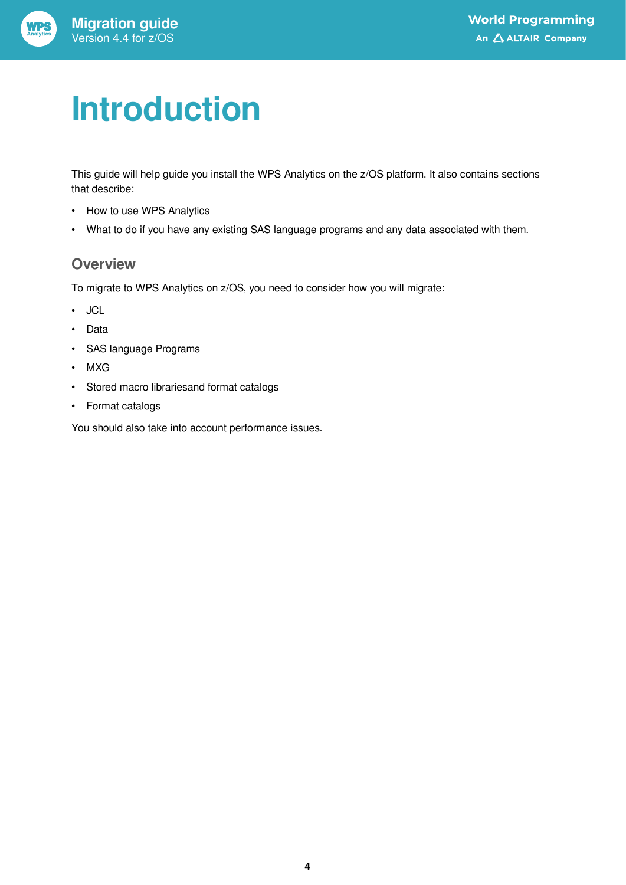# Introduction

This guide will help guide you install the WPS Analytics on the z/OS platform. It also contains sections that describe:

- How to use WPS Analytics
- What to do if you have any existing SAS language programs and any data associated with them.

## Overview

To migrate to WPS Analytics on z/OS, you need to consider how you will migrate:

- JCL
- Data
- SAS language Programs
- MXG
- Stored macro librariesand format catalogs
- Format catalogs

You should also take into account performance issues.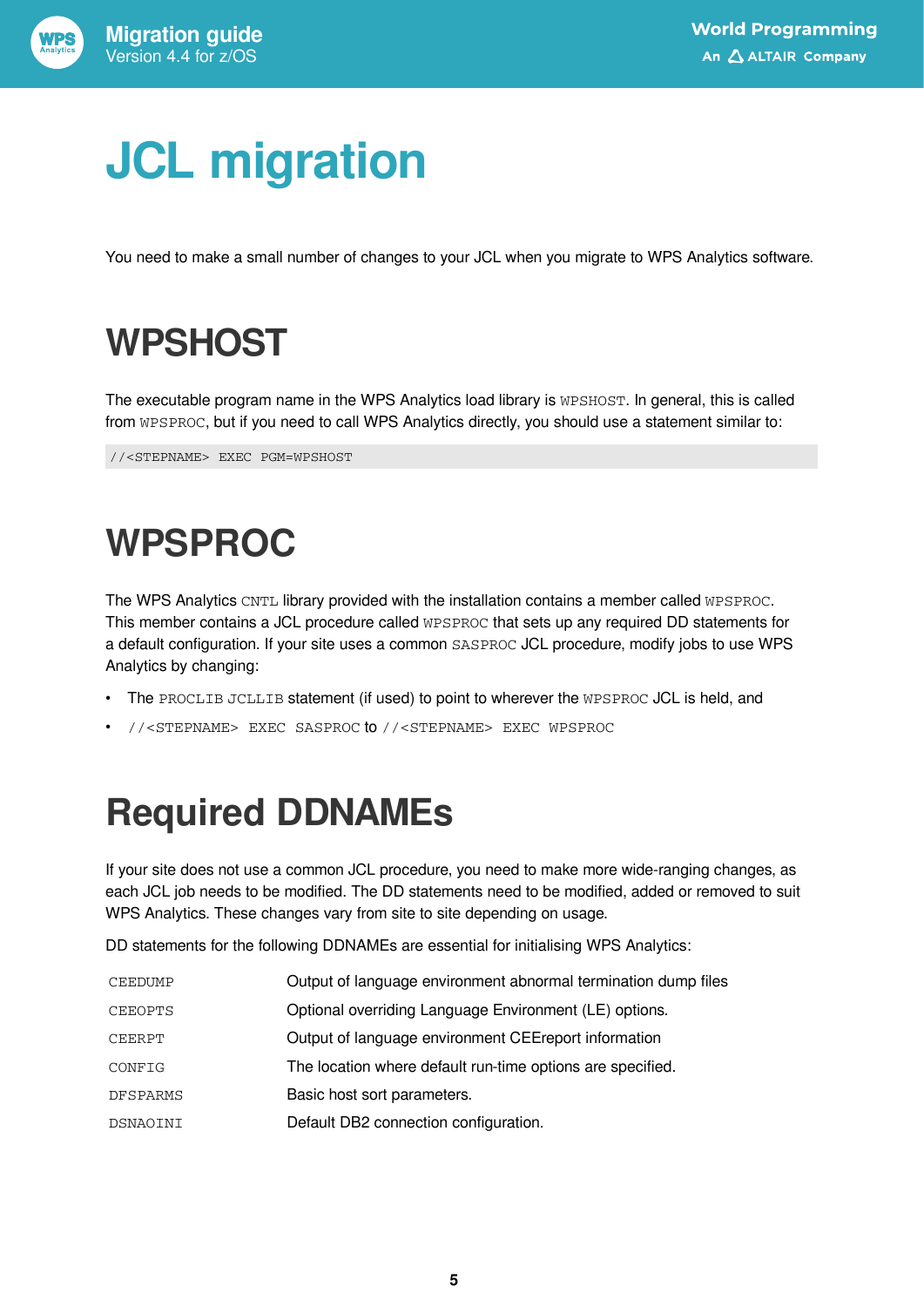# JCL migration

You need to make a small number of changes to your JCL when you migrate to WPS Analytics software.

## WPSHOST

The executable program name in the WPS Analytics load library is `WPSHOST`. In general, this is called from `WPSPROC`, but if you need to call WPS Analytics directly, you should use a statement similar to:

```
//<STEPNAME> EXEC PGM=WPSHOST
```

## WPSPROC

The WPS Analytics `CNTL` library provided with the installation contains a member called `WPSPROC`. This member contains a JCL procedure called `WPSPROC` that sets up any required DD statements for a default configuration. If your site uses a common `SASPROC` JCL procedure, modify jobs to use WPS Analytics by changing:

- The `PROCLIB JCLLIB` statement (if used) to point to wherever the `WPSPROC` JCL is held, and
- `//<STEPNAME> EXEC SASPROC` to `//<STEPNAME> EXEC WPSPROC`

## Required DDNAMEs

If your site does not use a common JCL procedure, you need to make more wide-ranging changes, as each JCL job needs to be modified. The DD statements need to be modified, added or removed to suit WPS Analytics. These changes vary from site to site depending on usage.

DD statements for the following DDNAMEs are essential for initialising WPS Analytics:

| | |
|---|---|
| `CEEDUMP` | Output of language environment abnormal termination dump files |
| `CEEOPTS` | Optional overriding Language Environment (LE) options. |
| `CEERPT` | Output of language environment CEEreport information |
| `CONFIG` | The location where default run-time options are specified. |
| `DFSPARMS` | Basic host sort parameters. |
| `DSNAOINI` | Default DB2 connection configuration. |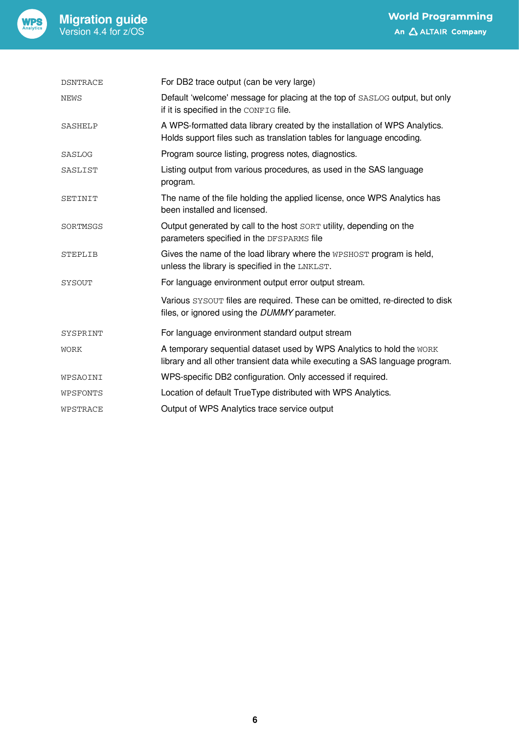| | |
|---|---|
| `DSNTRACE` | For DB2 trace output (can be very large) |
| `NEWS` | Default 'welcome' message for placing at the top of `SASLOG` output, but only if it is specified in the `CONFIG` file. |
| `SASHELP` | A WPS-formatted data library created by the installation of WPS Analytics. Holds support files such as translation tables for language encoding. |
| `SASLOG` | Program source listing, progress notes, diagnostics. |
| `SASLIST` | Listing output from various procedures, as used in the SAS language program. |
| `SETINIT` | The name of the file holding the applied license, once WPS Analytics has been installed and licensed. |
| `SORTMSGS` | Output generated by call to the host `SORT` utility, depending on the parameters specified in the `DFSPARMS` file |
| `STEPLIB` | Gives the name of the load library where the `WPSHOST` program is held, unless the library is specified in the `LNKLST`. |
| `SYSOUT` | For language environment output error output stream.<br><br>Various `SYSOUT` files are required. These can be omitted, re-directed to disk files, or ignored using the *DUMMY* parameter. |
| `SYSPRINT` | For language environment standard output stream |
| `WORK` | A temporary sequential dataset used by WPS Analytics to hold the `WORK` library and all other transient data while executing a SAS language program. |
| `WPSAOINI` | WPS-specific DB2 configuration. Only accessed if required. |
| `WPSFONTS` | Location of default TrueType distributed with WPS Analytics. |
| `WPSTRACE` | Output of WPS Analytics trace service output |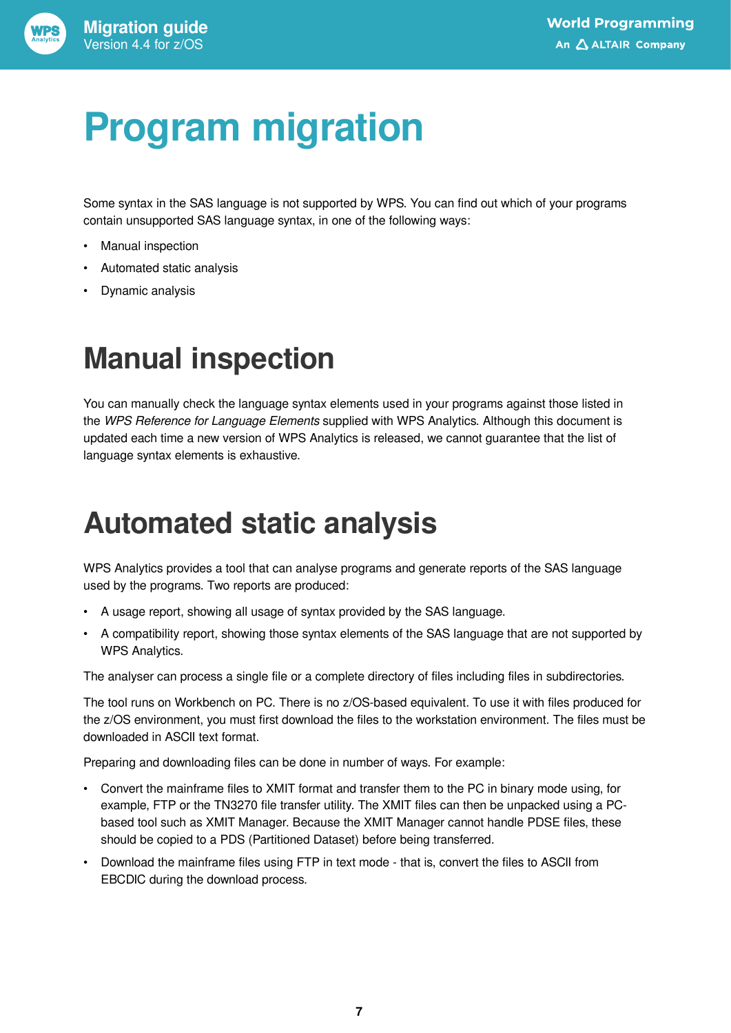# Program migration

Some syntax in the SAS language is not supported by WPS. You can find out which of your programs contain unsupported SAS language syntax, in one of the following ways:

- Manual inspection
- Automated static analysis
- Dynamic analysis

## Manual inspection

You can manually check the language syntax elements used in your programs against those listed in the *WPS Reference for Language Elements* supplied with WPS Analytics. Although this document is updated each time a new version of WPS Analytics is released, we cannot guarantee that the list of language syntax elements is exhaustive.

## Automated static analysis

WPS Analytics provides a tool that can analyse programs and generate reports of the SAS language used by the programs. Two reports are produced:

- A usage report, showing all usage of syntax provided by the SAS language.
- A compatibility report, showing those syntax elements of the SAS language that are not supported by WPS Analytics.

The analyser can process a single file or a complete directory of files including files in subdirectories.

The tool runs on Workbench on PC. There is no z/OS-based equivalent. To use it with files produced for the z/OS environment, you must first download the files to the workstation environment. The files must be downloaded in ASCII text format.

Preparing and downloading files can be done in number of ways. For example:

- Convert the mainframe files to XMIT format and transfer them to the PC in binary mode using, for example, FTP or the TN3270 file transfer utility. The XMIT files can then be unpacked using a PC-based tool such as XMIT Manager. Because the XMIT Manager cannot handle PDSE files, these should be copied to a PDS (Partitioned Dataset) before being transferred.
- Download the mainframe files using FTP in text mode - that is, convert the files to ASCII from EBCDIC during the download process.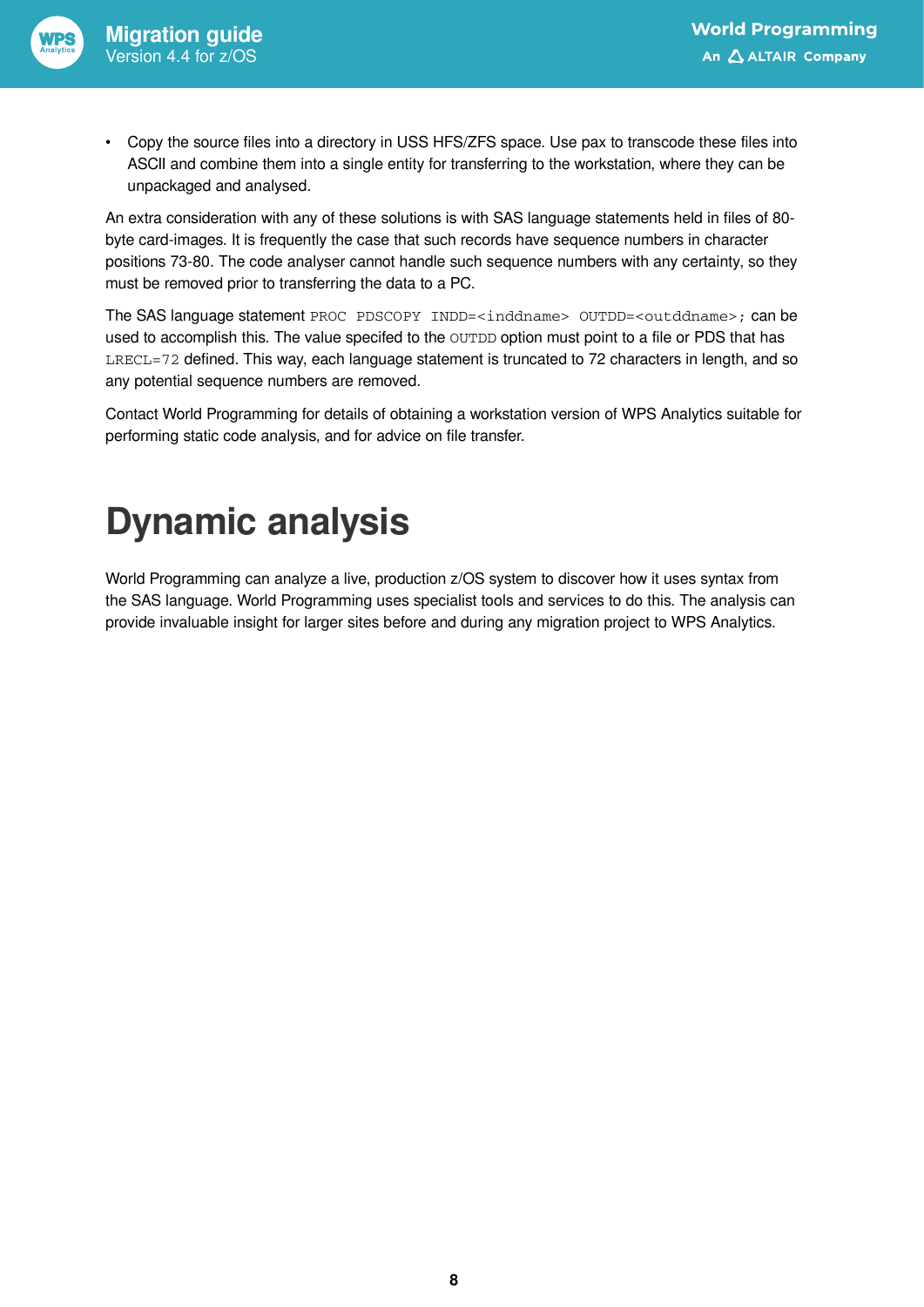- Copy the source files into a directory in USS HFS/ZFS space. Use pax to transcode these files into ASCII and combine them into a single entity for transferring to the workstation, where they can be unpackaged and analysed.

An extra consideration with any of these solutions is with SAS language statements held in files of 80-byte card-images. It is frequently the case that such records have sequence numbers in character positions 73-80. The code analyser cannot handle such sequence numbers with any certainty, so they must be removed prior to transferring the data to a PC.

The SAS language statement `PROC PDSCOPY INDD=<inddname> OUTDD=<outddname>;` can be used to accomplish this. The value specifed to the `OUTDD` option must point to a file or PDS that has `LRECL=72` defined. This way, each language statement is truncated to 72 characters in length, and so any potential sequence numbers are removed.

Contact World Programming for details of obtaining a workstation version of WPS Analytics suitable for performing static code analysis, and for advice on file transfer.

# Dynamic analysis

World Programming can analyze a live, production z/OS system to discover how it uses syntax from the SAS language. World Programming uses specialist tools and services to do this. The analysis can provide invaluable insight for larger sites before and during any migration project to WPS Analytics.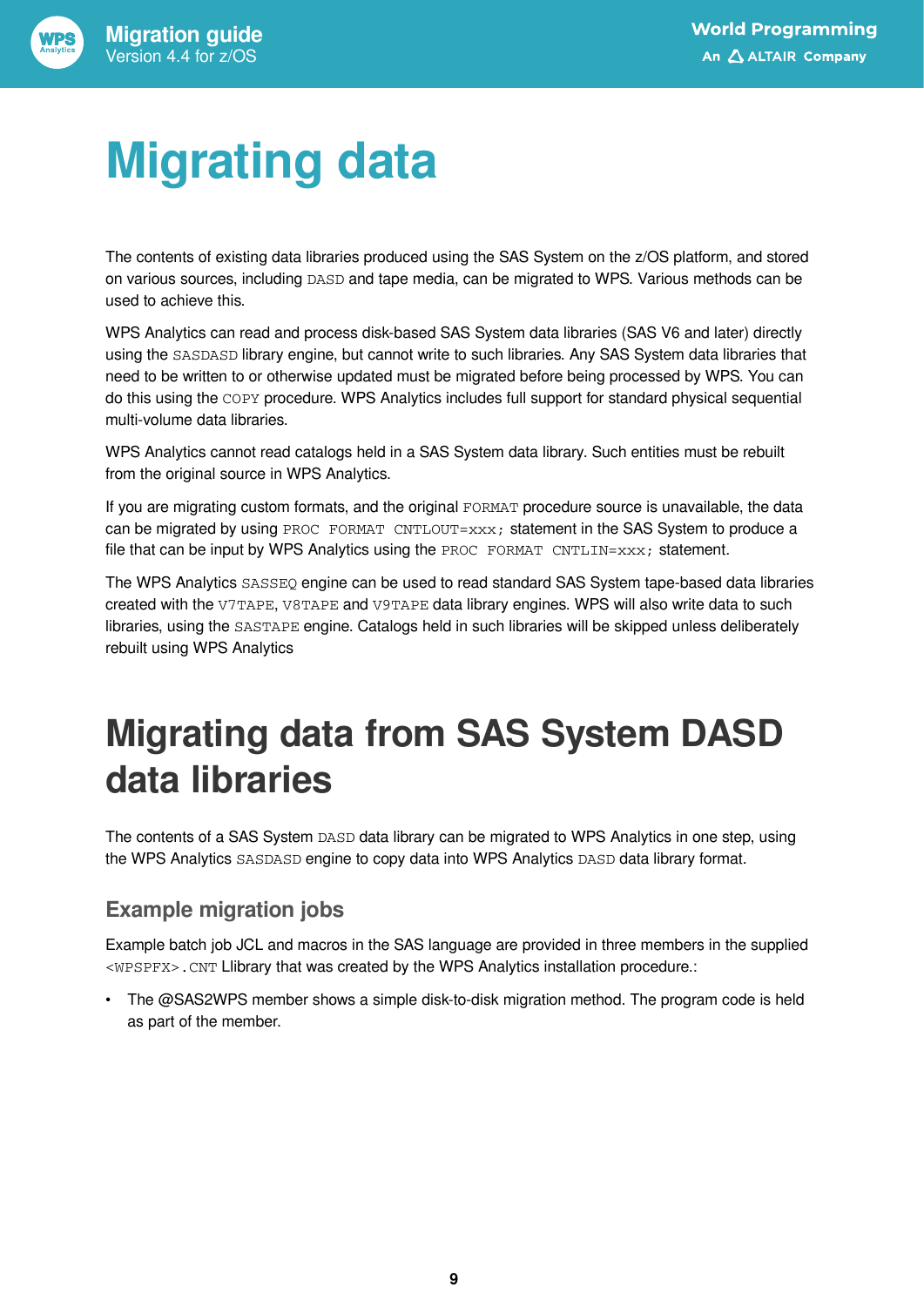# Migrating data

The contents of existing data libraries produced using the SAS System on the z/OS platform, and stored on various sources, including `DASD` and tape media, can be migrated to WPS. Various methods can be used to achieve this.

WPS Analytics can read and process disk-based SAS System data libraries (SAS V6 and later) directly using the `SASDASD` library engine, but cannot write to such libraries. Any SAS System data libraries that need to be written to or otherwise updated must be migrated before being processed by WPS. You can do this using the `COPY` procedure. WPS Analytics includes full support for standard physical sequential multi-volume data libraries.

WPS Analytics cannot read catalogs held in a SAS System data library. Such entities must be rebuilt from the original source in WPS Analytics.

If you are migrating custom formats, and the original `FORMAT` procedure source is unavailable, the data can be migrated by using `PROC FORMAT CNTLOUT=xxx;` statement in the SAS System to produce a file that can be input by WPS Analytics using the `PROC FORMAT CNTLIN=xxx;` statement.

The WPS Analytics `SASSEQ` engine can be used to read standard SAS System tape-based data libraries created with the `V7TAPE`, `V8TAPE` and `V9TAPE` data library engines. WPS will also write data to such libraries, using the `SASTAPE` engine. Catalogs held in such libraries will be skipped unless deliberately rebuilt using WPS Analytics

# Migrating data from SAS System DASD data libraries

The contents of a SAS System `DASD` data library can be migrated to WPS Analytics in one step, using the WPS Analytics `SASDASD` engine to copy data into WPS Analytics `DASD` data library format.

## Example migration jobs

Example batch job JCL and macros in the SAS language are provided in three members in the supplied `<WPSPFX>.CNT` Llibrary that was created by the WPS Analytics installation procedure.:

- The @SAS2WPS member shows a simple disk-to-disk migration method. The program code is held as part of the member.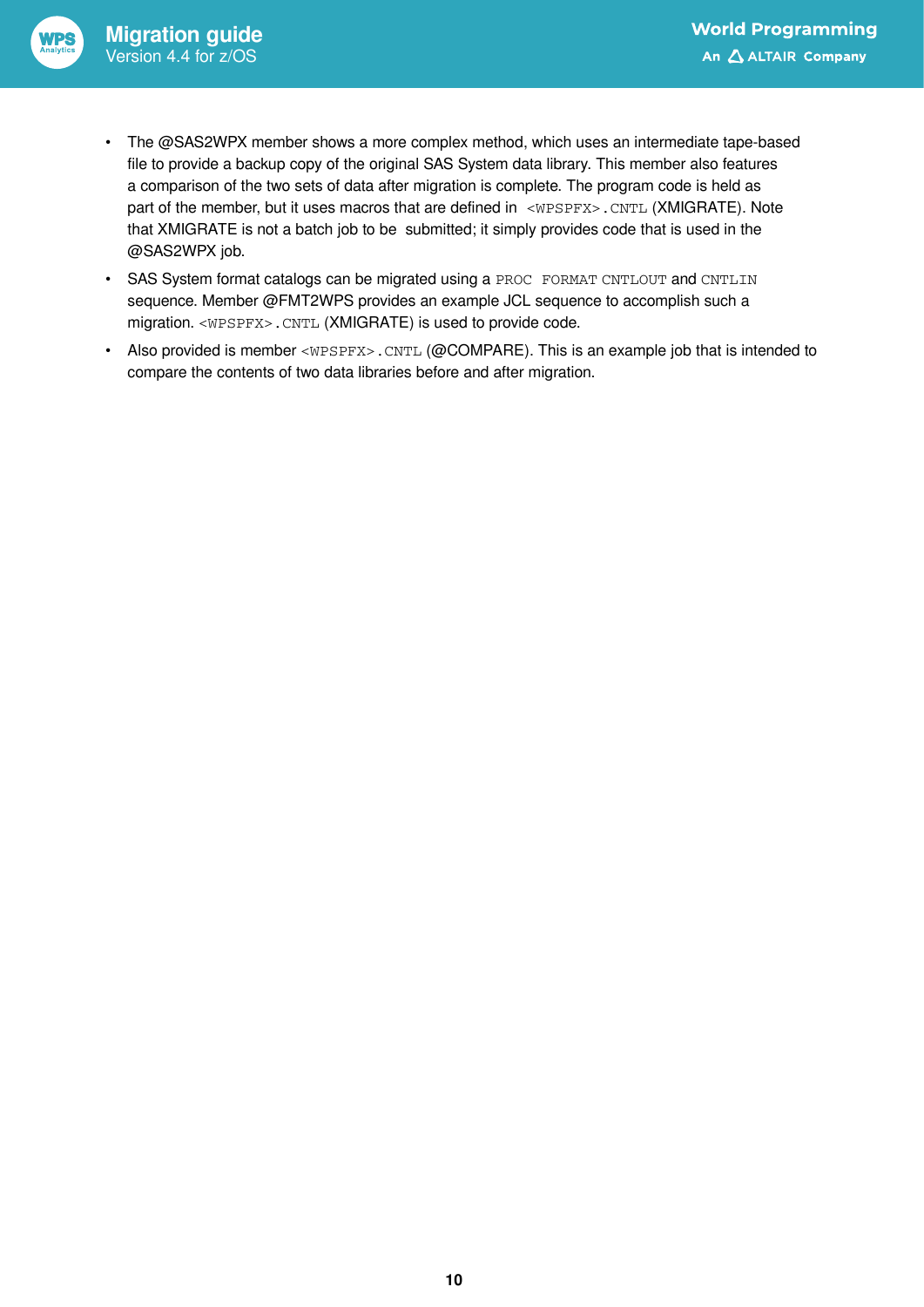- The @SAS2WPX member shows a more complex method, which uses an intermediate tape-based file to provide a backup copy of the original SAS System data library. This member also features a comparison of the two sets of data after migration is complete. The program code is held as part of the member, but it uses macros that are defined in `<WPSPFX>.CNTL` (XMIGRATE). Note that XMIGRATE is not a batch job to be submitted; it simply provides code that is used in the @SAS2WPX job.
- SAS System format catalogs can be migrated using a `PROC FORMAT` `CNTLOUT` and `CNTLIN` sequence. Member @FMT2WPS provides an example JCL sequence to accomplish such a migration. `<WPSPFX>.CNTL` (XMIGRATE) is used to provide code.
- Also provided is member `<WPSPFX>.CNTL` (@COMPARE). This is an example job that is intended to compare the contents of two data libraries before and after migration.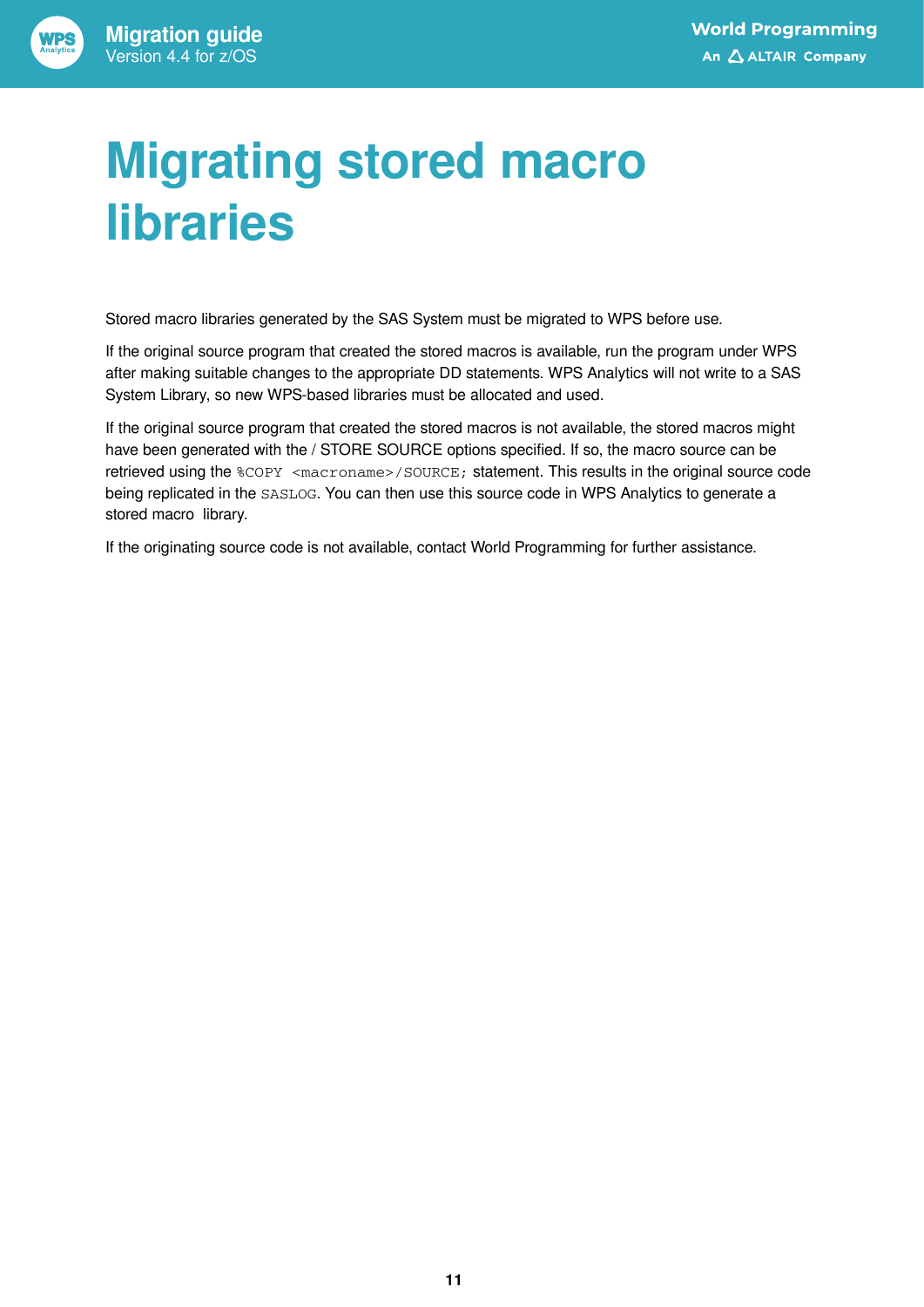# Migrating stored macro libraries

Stored macro libraries generated by the SAS System must be migrated to WPS before use.

If the original source program that created the stored macros is available, run the program under WPS after making suitable changes to the appropriate DD statements. WPS Analytics will not write to a SAS System Library, so new WPS-based libraries must be allocated and used.

If the original source program that created the stored macros is not available, the stored macros might have been generated with the / STORE SOURCE options specified. If so, the macro source can be retrieved using the `%COPY <macroname>/SOURCE;` statement. This results in the original source code being replicated in the `SASLOG`. You can then use this source code in WPS Analytics to generate a stored macro library.

If the originating source code is not available, contact World Programming for further assistance.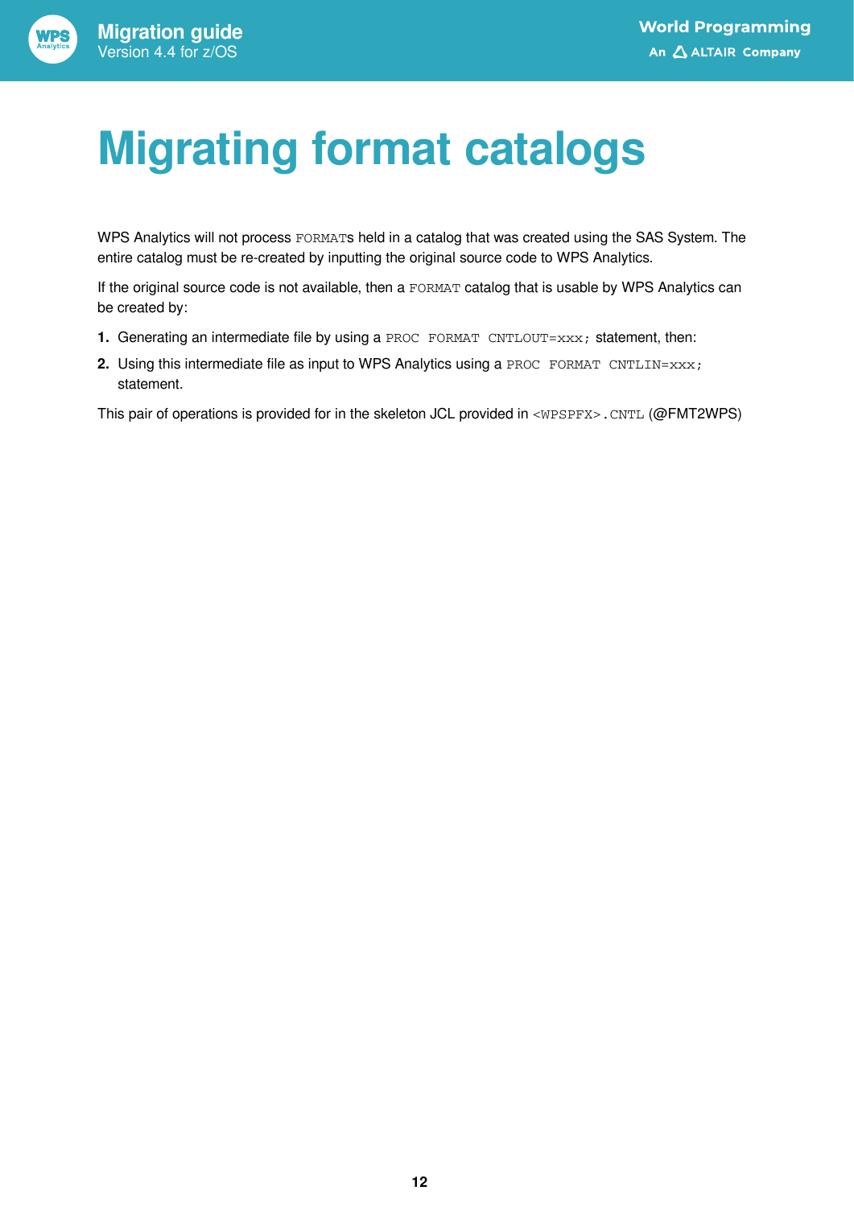# Migrating format catalogs

WPS Analytics will not process `FORMAT`s held in a catalog that was created using the SAS System. The entire catalog must be re-created by inputting the original source code to WPS Analytics.

If the original source code is not available, then a `FORMAT` catalog that is usable by WPS Analytics can be created by:

1. Generating an intermediate file by using a `PROC FORMAT CNTLOUT=xxx;` statement, then:
2. Using this intermediate file as input to WPS Analytics using a `PROC FORMAT CNTLIN=xxx;` statement.

This pair of operations is provided for in the skeleton JCL provided in `<WPSPFX>.CNTL` (@FMT2WPS)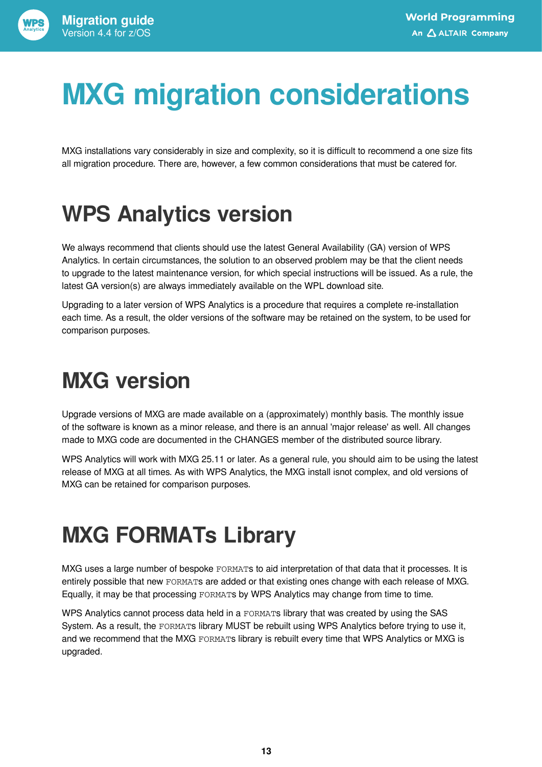# MXG migration considerations

MXG installations vary considerably in size and complexity, so it is difficult to recommend a one size fits all migration procedure. There are, however, a few common considerations that must be catered for.

## WPS Analytics version

We always recommend that clients should use the latest General Availability (GA) version of WPS Analytics. In certain circumstances, the solution to an observed problem may be that the client needs to upgrade to the latest maintenance version, for which special instructions will be issued. As a rule, the latest GA version(s) are always immediately available on the WPL download site.

Upgrading to a later version of WPS Analytics is a procedure that requires a complete re-installation each time. As a result, the older versions of the software may be retained on the system, to be used for comparison purposes.

## MXG version

Upgrade versions of MXG are made available on a (approximately) monthly basis. The monthly issue of the software is known as a minor release, and there is an annual 'major release' as well. All changes made to MXG code are documented in the CHANGES member of the distributed source library.

WPS Analytics will work with MXG 25.11 or later. As a general rule, you should aim to be using the latest release of MXG at all times. As with WPS Analytics, the MXG install isnot complex, and old versions of MXG can be retained for comparison purposes.

## MXG FORMATs Library

MXG uses a large number of bespoke `FORMAT`s to aid interpretation of that data that it processes. It is entirely possible that new `FORMAT`s are added or that existing ones change with each release of MXG. Equally, it may be that processing `FORMAT`s by WPS Analytics may change from time to time.

WPS Analytics cannot process data held in a `FORMAT`s library that was created by using the SAS System. As a result, the `FORMAT`s library MUST be rebuilt using WPS Analytics before trying to use it, and we recommend that the MXG `FORMAT`s library is rebuilt every time that WPS Analytics or MXG is upgraded.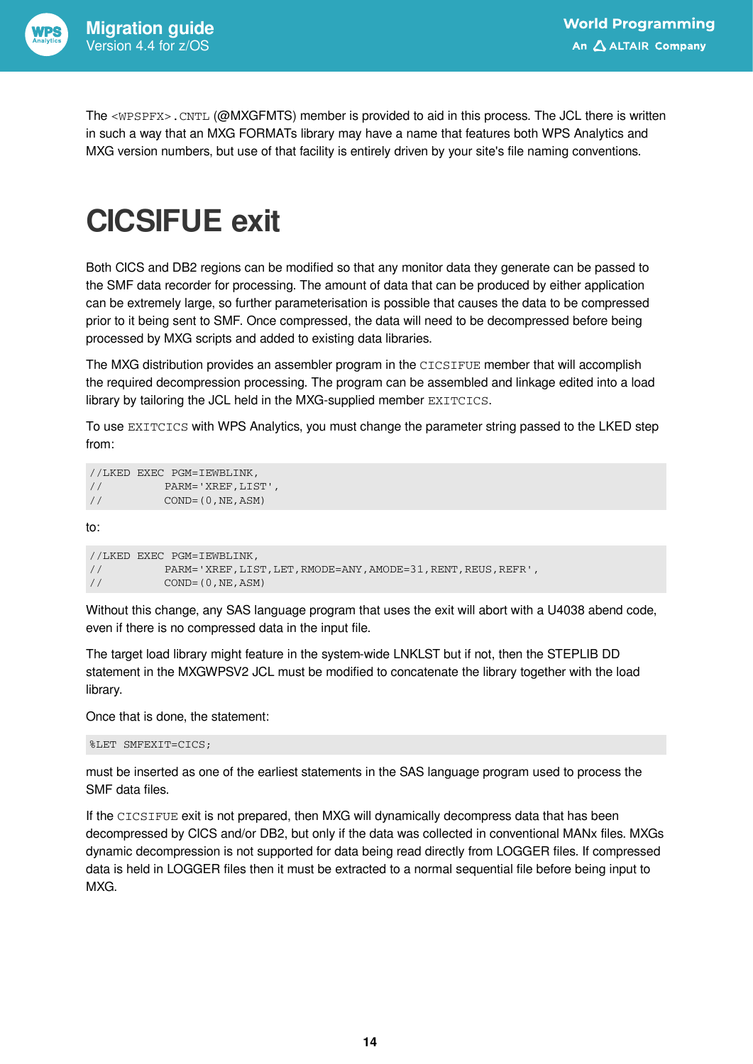The `<WPSPFX>.CNTL` (@MXGFMTS) member is provided to aid in this process. The JCL there is written in such a way that an MXG FORMATs library may have a name that features both WPS Analytics and MXG version numbers, but use of that facility is entirely driven by your site's file naming conventions.

# CICSIFUE exit

Both CICS and DB2 regions can be modified so that any monitor data they generate can be passed to the SMF data recorder for processing. The amount of data that can be produced by either application can be extremely large, so further parameterisation is possible that causes the data to be compressed prior to it being sent to SMF. Once compressed, the data will need to be decompressed before being processed by MXG scripts and added to existing data libraries.

The MXG distribution provides an assembler program in the `CICSIFUE` member that will accomplish the required decompression processing. The program can be assembled and linkage edited into a load library by tailoring the JCL held in the MXG-supplied member `EXITCICS`.

To use `EXITCICS` with WPS Analytics, you must change the parameter string passed to the LKED step from:

```
//LKED EXEC PGM=IEWBLINK,
//          PARM='XREF,LIST',
//          COND=(0,NE,ASM)
```

to:

```
//LKED EXEC PGM=IEWBLINK,
//          PARM='XREF,LIST,LET,RMODE=ANY,AMODE=31,RENT,REUS,REFR',
//          COND=(0,NE,ASM)
```

Without this change, any SAS language program that uses the exit will abort with a U4038 abend code, even if there is no compressed data in the input file.

The target load library might feature in the system-wide LNKLST but if not, then the STEPLIB DD statement in the MXGWPSV2 JCL must be modified to concatenate the library together with the load library.

Once that is done, the statement:

```
%LET SMFEXIT=CICS;
```

must be inserted as one of the earliest statements in the SAS language program used to process the SMF data files.

If the `CICSIFUE` exit is not prepared, then MXG will dynamically decompress data that has been decompressed by CICS and/or DB2, but only if the data was collected in conventional MANx files. MXGs dynamic decompression is not supported for data being read directly from LOGGER files. If compressed data is held in LOGGER files then it must be extracted to a normal sequential file before being input to MXG.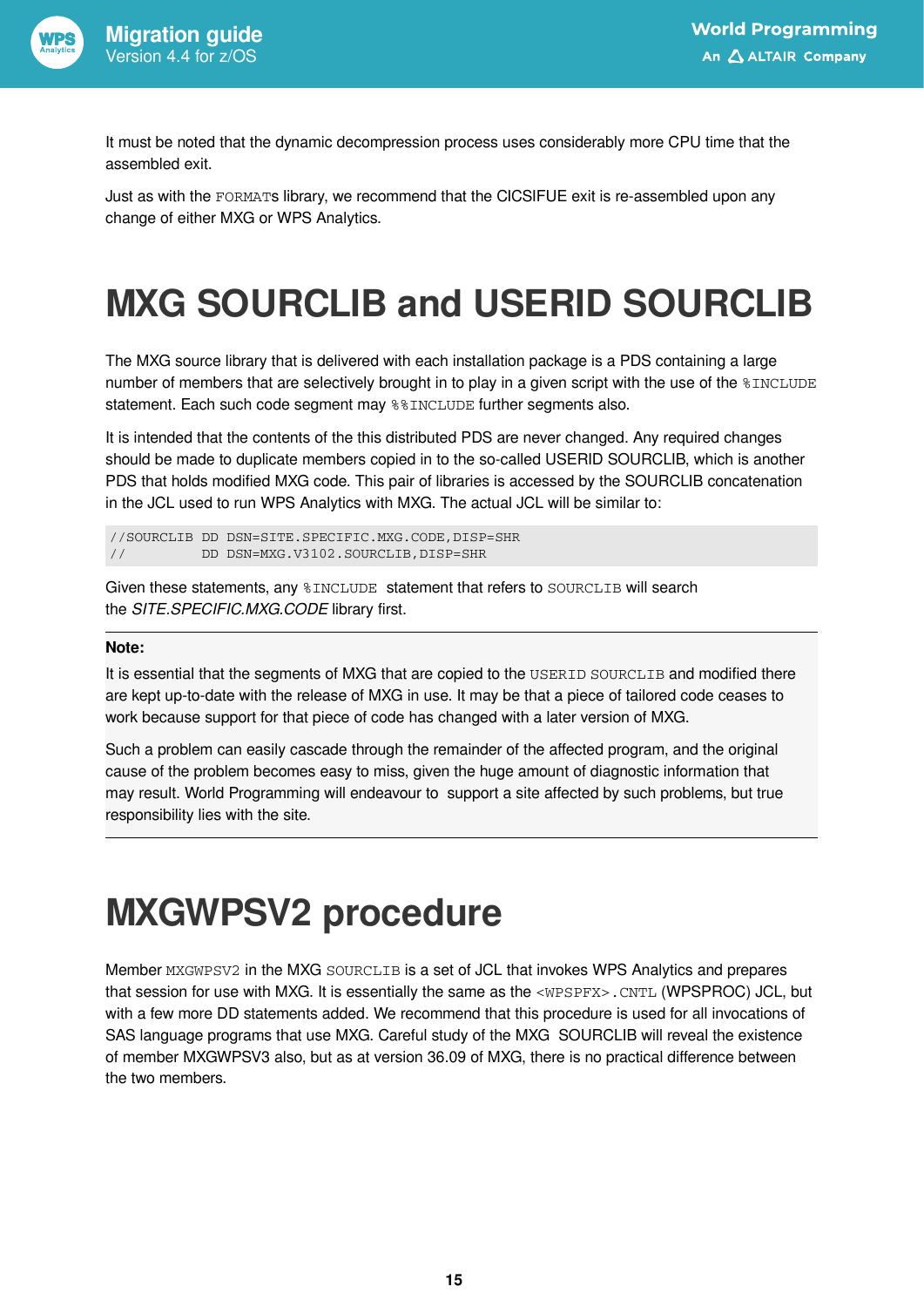It must be noted that the dynamic decompression process uses considerably more CPU time that the assembled exit.

Just as with the `FORMATs` library, we recommend that the CICSIFUE exit is re-assembled upon any change of either MXG or WPS Analytics.

# MXG SOURCLIB and USERID SOURCLIB

The MXG source library that is delivered with each installation package is a PDS containing a large number of members that are selectively brought in to play in a given script with the use of the `%INCLUDE` statement. Each such code segment may `%%INCLUDE` further segments also.

It is intended that the contents of the this distributed PDS are never changed. Any required changes should be made to duplicate members copied in to the so-called USERID SOURCLIB, which is another PDS that holds modified MXG code. This pair of libraries is accessed by the SOURCLIB concatenation in the JCL used to run WPS Analytics with MXG. The actual JCL will be similar to:

```
//SOURCLIB DD DSN=SITE.SPECIFIC.MXG.CODE,DISP=SHR
//         DD DSN=MXG.V3102.SOURCLIB,DISP=SHR
```

Given these statements, any `%INCLUDE` statement that refers to `SOURCLIB` will search the *SITE.SPECIFIC.MXG.CODE* library first.

**Note:**

It is essential that the segments of MXG that are copied to the `USERID SOURCLIB` and modified there are kept up-to-date with the release of MXG in use. It may be that a piece of tailored code ceases to work because support for that piece of code has changed with a later version of MXG.

Such a problem can easily cascade through the remainder of the affected program, and the original cause of the problem becomes easy to miss, given the huge amount of diagnostic information that may result. World Programming will endeavour to support a site affected by such problems, but true responsibility lies with the site.

# MXGWPSV2 procedure

Member `MXGWPSV2` in the MXG `SOURCLIB` is a set of JCL that invokes WPS Analytics and prepares that session for use with MXG. It is essentially the same as the `<WPSPFX>.CNTL` (WPSPROC) JCL, but with a few more DD statements added. We recommend that this procedure is used for all invocations of SAS language programs that use MXG. Careful study of the MXG SOURCLIB will reveal the existence of member MXGWPSV3 also, but as at version 36.09 of MXG, there is no practical difference between the two members.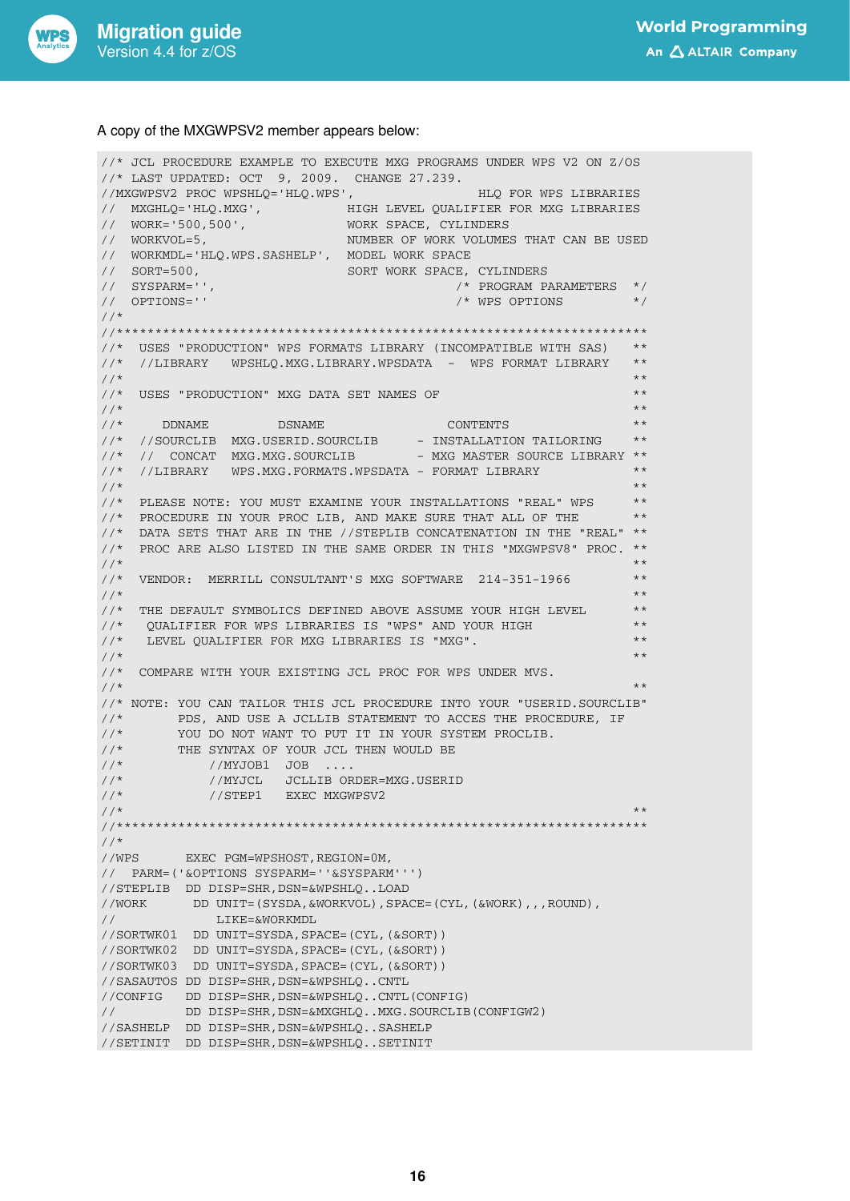A copy of the MXGWPSV2 member appears below:

```
//* JCL PROCEDURE EXAMPLE TO EXECUTE MXG PROGRAMS UNDER WPS V2 ON Z/OS
//* LAST UPDATED: OCT  9, 2009.  CHANGE 27.239.
//MXGWPSV2 PROC WPSHLQ='HLQ.WPS',                HLQ FOR WPS LIBRARIES
//   MXGHLQ='HLQ.MXG',           HIGH LEVEL QUALIFIER FOR MXG LIBRARIES
//   WORK='500,500',             WORK SPACE, CYLINDERS
//   WORKVOL=5,                  NUMBER OF WORK VOLUMES THAT CAN BE USED
//   WORKMDL='HLQ.WPS.SASHELP',  MODEL WORK SPACE
//   SORT=500,                   SORT WORK SPACE, CYLINDERS
//   SYSPARM='',                              /* PROGRAM PARAMETERS  */
//   OPTIONS=''                               /* WPS OPTIONS         */
//*
//**********************************************************************
//*  USES "PRODUCTION" WPS FORMATS LIBRARY (INCOMPATIBLE WITH SAS)    **
//*  //LIBRARY   WPSHLQ.MXG.LIBRARY.WPSDATA  -  WPS FORMAT LIBRARY    **
//*                                                                   **
//*  USES "PRODUCTION" MXG DATA SET NAMES OF                          **
//*                                                                   **
//*     DDNAME         DSNAME                CONTENTS                 **
//*  //SOURCLIB  MXG.USERID.SOURCLIB     - INSTALLATION TAILORING     **
//*  //  CONCAT  MXG.MXG.SOURCLIB        - MXG MASTER SOURCE LIBRARY **
//*  //LIBRARY   WPS.MXG.FORMATS.WPSDATA - FORMAT LIBRARY             **
//*                                                                   **
//*  PLEASE NOTE: YOU MUST EXAMINE YOUR INSTALLATIONS "REAL" WPS      **
//*  PROCEDURE IN YOUR PROC LIB, AND MAKE SURE THAT ALL OF THE        **
//*  DATA SETS THAT ARE IN THE //STEPLIB CONCATENATION IN THE "REAL" **
//*  PROC ARE ALSO LISTED IN THE SAME ORDER IN THIS "MXGWPSV8" PROC. **
//*                                                                   **
//*  VENDOR:  MERRILL CONSULTANT'S MXG SOFTWARE  214-351-1966         **
//*                                                                   **
//*  THE DEFAULT SYMBOLICS DEFINED ABOVE ASSUME YOUR HIGH LEVEL       **
//*   QUALIFIER FOR WPS LIBRARIES IS "WPS" AND YOUR HIGH              **
//*   LEVEL QUALIFIER FOR MXG LIBRARIES IS "MXG".                     **
//*                                                                   **
//*  COMPARE WITH YOUR EXISTING JCL PROC FOR WPS UNDER MVS.
//*                                                                   **
//* NOTE: YOU CAN TAILOR THIS JCL PROCEDURE INTO YOUR "USERID.SOURCLIB"
//*       PDS, AND USE A JCLLIB STATEMENT TO ACCES THE PROCEDURE, IF
//*       YOU DO NOT WANT TO PUT IT IN YOUR SYSTEM PROCLIB.
//*       THE SYNTAX OF YOUR JCL THEN WOULD BE
//*           //MYJOB1  JOB  ....
//*           //MYJCL   JCLLIB ORDER=MXG.USERID
//*           //STEP1   EXEC MXGWPSV2
//*                                                                   **
//**********************************************************************
//*
//WPS       EXEC PGM=WPSHOST,REGION=0M,
//   PARM=('&OPTIONS SYSPARM=''&SYSPARM''')
//STEPLIB  DD DISP=SHR,DSN=&WPSHLQ..LOAD
//WORK      DD UNIT=(SYSDA,&WORKVOL),SPACE=(CYL,(&WORK),,,ROUND),
//             LIKE=&WORKMDL
//SORTWK01  DD UNIT=SYSDA,SPACE=(CYL,(&SORT))
//SORTWK02  DD UNIT=SYSDA,SPACE=(CYL,(&SORT))
//SORTWK03  DD UNIT=SYSDA,SPACE=(CYL,(&SORT))
//SASAUTOS DD DISP=SHR,DSN=&WPSHLQ..CNTL
//CONFIG   DD DISP=SHR,DSN=&WPSHLQ..CNTL(CONFIG)
//         DD DISP=SHR,DSN=&MXGHLQ..MXG.SOURCLIB(CONFIGW2)
//SASHELP  DD DISP=SHR,DSN=&WPSHLQ..SASHELP
//SETINIT  DD DISP=SHR,DSN=&WPSHLQ..SETINIT
```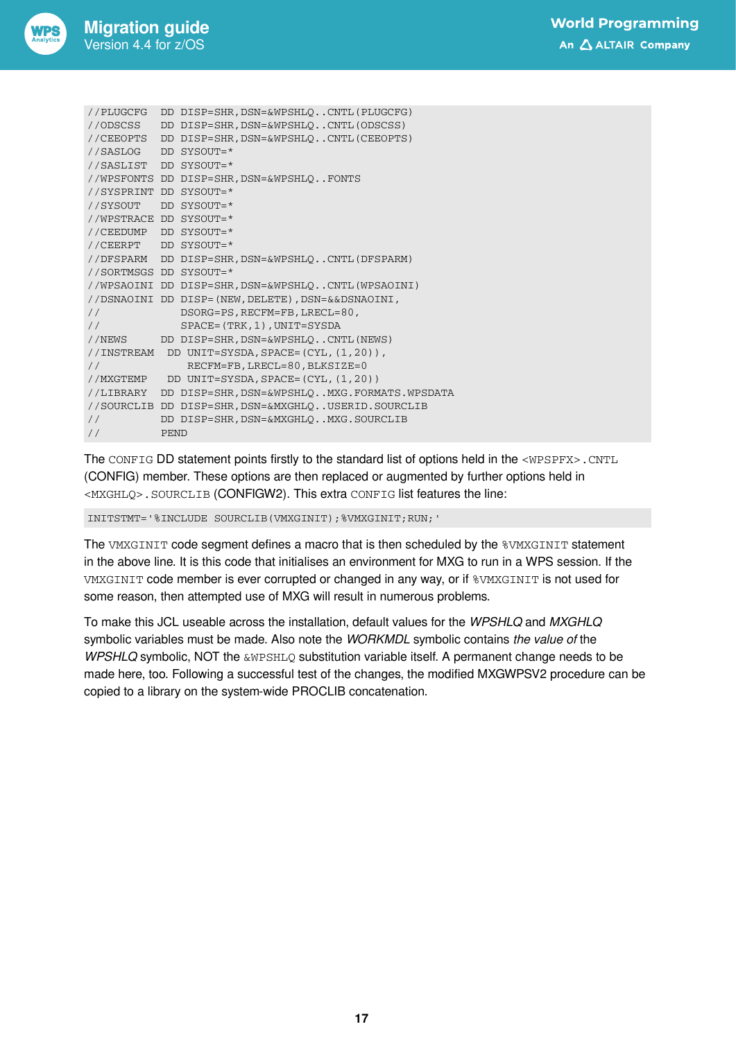```
//PLUGCFG  DD DISP=SHR,DSN=&WPSHLQ..CNTL(PLUGCFG)
//ODSCSS   DD DISP=SHR,DSN=&WPSHLQ..CNTL(ODSCSS)
//CEEOPTS  DD DISP=SHR,DSN=&WPSHLQ..CNTL(CEEOPTS)
//SASLOG   DD SYSOUT=*
//SASLIST  DD SYSOUT=*
//WPSFONTS DD DISP=SHR,DSN=&WPSHLQ..FONTS
//SYSPRINT DD SYSOUT=*
//SYSOUT   DD SYSOUT=*
//WPSTRACE DD SYSOUT=*
//CEEDUMP  DD SYSOUT=*
//CEERPT   DD SYSOUT=*
//DFSPARM  DD DISP=SHR,DSN=&WPSHLQ..CNTL(DFSPARM)
//SORTMSGS DD SYSOUT=*
//WPSAOINI DD DISP=SHR,DSN=&WPSHLQ..CNTL(WPSAOINI)
//DSNAOINI DD DISP=(NEW,DELETE),DSN=&&DSNAOINI,
//            DSORG=PS,RECFM=FB,LRECL=80,
//            SPACE=(TRK,1),UNIT=SYSDA
//NEWS     DD DISP=SHR,DSN=&WPSHLQ..CNTL(NEWS)
//INSTREAM  DD UNIT=SYSDA,SPACE=(CYL,(1,20)),
//             RECFM=FB,LRECL=80,BLKSIZE=0
//MXGTEMP   DD UNIT=SYSDA,SPACE=(CYL,(1,20))
//LIBRARY  DD DISP=SHR,DSN=&WPSHLQ..MXG.FORMATS.WPSDATA
//SOURCLIB DD DISP=SHR,DSN=&MXGHLQ..USERID.SOURCLIB
//         DD DISP=SHR,DSN=&MXGHLQ..MXG.SOURCLIB
//         PEND
```

The `CONFIG` DD statement points firstly to the standard list of options held in the `<WPSPFX>.CNTL` (CONFIG) member. These options are then replaced or augmented by further options held in `<MXGHLQ>.SOURCLIB` (CONFIGW2). This extra `CONFIG` list features the line:

```
INITSTMT='%INCLUDE SOURCLIB(VMXGINIT);%VMXGINIT;RUN;'
```

The `VMXGINIT` code segment defines a macro that is then scheduled by the `%VMXGINIT` statement in the above line. It is this code that initialises an environment for MXG to run in a WPS session. If the `VMXGINIT` code member is ever corrupted or changed in any way, or if `%VMXGINIT` is not used for some reason, then attempted use of MXG will result in numerous problems.

To make this JCL useable across the installation, default values for the *WPSHLQ* and *MXGHLQ* symbolic variables must be made. Also note the *WORKMDL* symbolic contains *the value of* the *WPSHLQ* symbolic, NOT the `&WPSHLQ` substitution variable itself. A permanent change needs to be made here, too. Following a successful test of the changes, the modified MXGWPSV2 procedure can be copied to a library on the system-wide PROCLIB concatenation.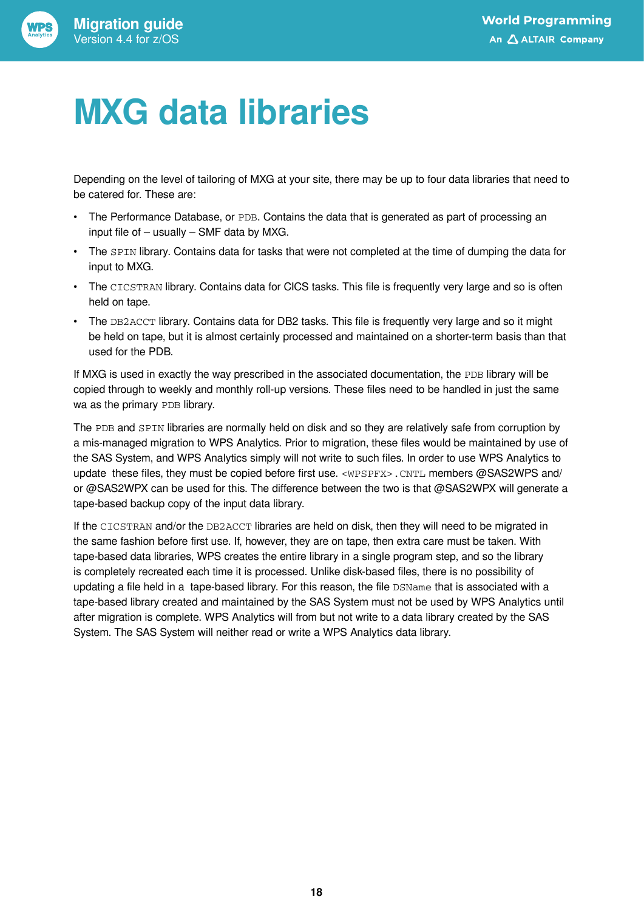# MXG data libraries

Depending on the level of tailoring of MXG at your site, there may be up to four data libraries that need to be catered for. These are:

- The Performance Database, or `PDB`. Contains the data that is generated as part of processing an input file of – usually – SMF data by MXG.
- The `SPIN` library. Contains data for tasks that were not completed at the time of dumping the data for input to MXG.
- The `CICSTRAN` library. Contains data for CICS tasks. This file is frequently very large and so is often held on tape.
- The `DB2ACCT` library. Contains data for DB2 tasks. This file is frequently very large and so it might be held on tape, but it is almost certainly processed and maintained on a shorter-term basis than that used for the PDB.

If MXG is used in exactly the way prescribed in the associated documentation, the `PDB` library will be copied through to weekly and monthly roll-up versions. These files need to be handled in just the same wa as the primary `PDB` library.

The `PDB` and `SPIN` libraries are normally held on disk and so they are relatively safe from corruption by a mis-managed migration to WPS Analytics. Prior to migration, these files would be maintained by use of the SAS System, and WPS Analytics simply will not write to such files. In order to use WPS Analytics to update these files, they must be copied before first use. `<WPSPFX>.CNTL` members @SAS2WPS and/or @SAS2WPX can be used for this. The difference between the two is that @SAS2WPX will generate a tape-based backup copy of the input data library.

If the `CICSTRAN` and/or the `DB2ACCT` libraries are held on disk, then they will need to be migrated in the same fashion before first use. If, however, they are on tape, then extra care must be taken. With tape-based data libraries, WPS creates the entire library in a single program step, and so the library is completely recreated each time it is processed. Unlike disk-based files, there is no possibility of updating a file held in a tape-based library. For this reason, the file `DSName` that is associated with a tape-based library created and maintained by the SAS System must not be used by WPS Analytics until after migration is complete. WPS Analytics will from but not write to a data library created by the SAS System. The SAS System will neither read or write a WPS Analytics data library.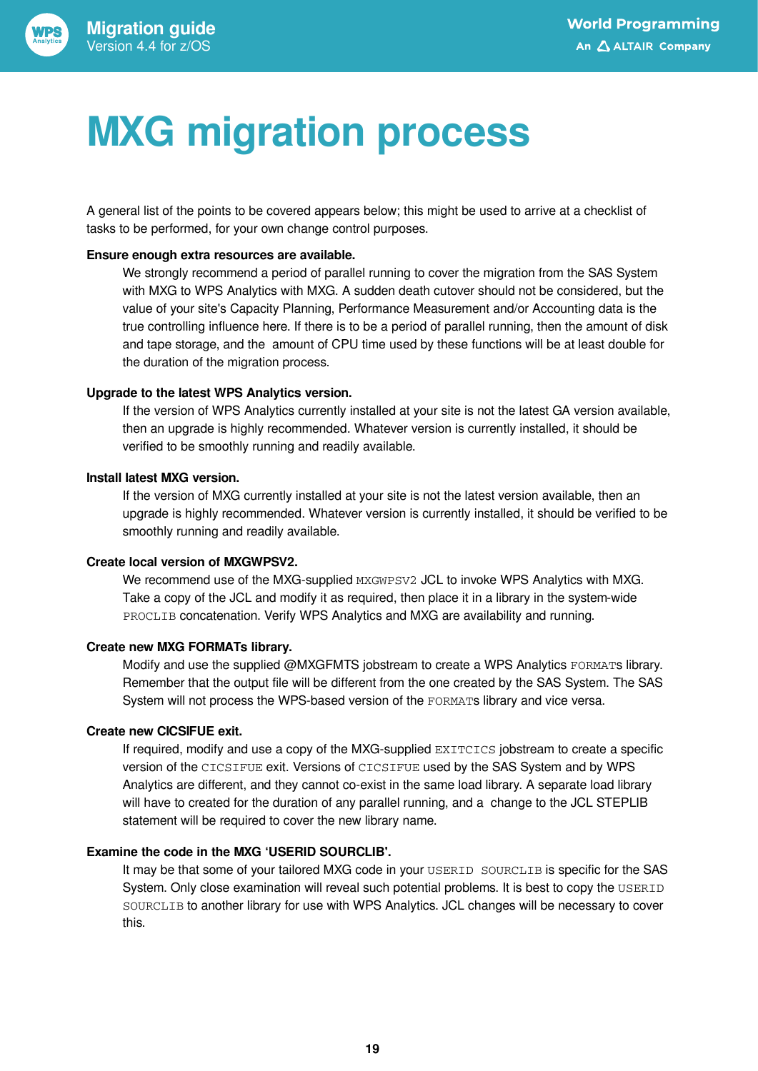# MXG migration process

A general list of the points to be covered appears below; this might be used to arrive at a checklist of tasks to be performed, for your own change control purposes.

**Ensure enough extra resources are available.**

We strongly recommend a period of parallel running to cover the migration from the SAS System with MXG to WPS Analytics with MXG. A sudden death cutover should not be considered, but the value of your site's Capacity Planning, Performance Measurement and/or Accounting data is the true controlling influence here. If there is to be a period of parallel running, then the amount of disk and tape storage, and the amount of CPU time used by these functions will be at least double for the duration of the migration process.

**Upgrade to the latest WPS Analytics version.**

If the version of WPS Analytics currently installed at your site is not the latest GA version available, then an upgrade is highly recommended. Whatever version is currently installed, it should be verified to be smoothly running and readily available.

**Install latest MXG version.**

If the version of MXG currently installed at your site is not the latest version available, then an upgrade is highly recommended. Whatever version is currently installed, it should be verified to be smoothly running and readily available.

**Create local version of MXGWPSV2.**

We recommend use of the MXG-supplied `MXGWPSV2` JCL to invoke WPS Analytics with MXG. Take a copy of the JCL and modify it as required, then place it in a library in the system-wide `PROCLIB` concatenation. Verify WPS Analytics and MXG are availability and running.

**Create new MXG FORMATs library.**

Modify and use the supplied @MXGFMTS jobstream to create a WPS Analytics `FORMAT`s library. Remember that the output file will be different from the one created by the SAS System. The SAS System will not process the WPS-based version of the `FORMAT`s library and vice versa.

**Create new CICSIFUE exit.**

If required, modify and use a copy of the MXG-supplied `EXITCICS` jobstream to create a specific version of the `CICSIFUE` exit. Versions of `CICSIFUE` used by the SAS System and by WPS Analytics are different, and they cannot co-exist in the same load library. A separate load library will have to created for the duration of any parallel running, and a change to the JCL STEPLIB statement will be required to cover the new library name.

**Examine the code in the MXG 'USERID SOURCLIB'.**

It may be that some of your tailored MXG code in your `USERID SOURCLIB` is specific for the SAS System. Only close examination will reveal such potential problems. It is best to copy the `USERID SOURCLIB` to another library for use with WPS Analytics. JCL changes will be necessary to cover this.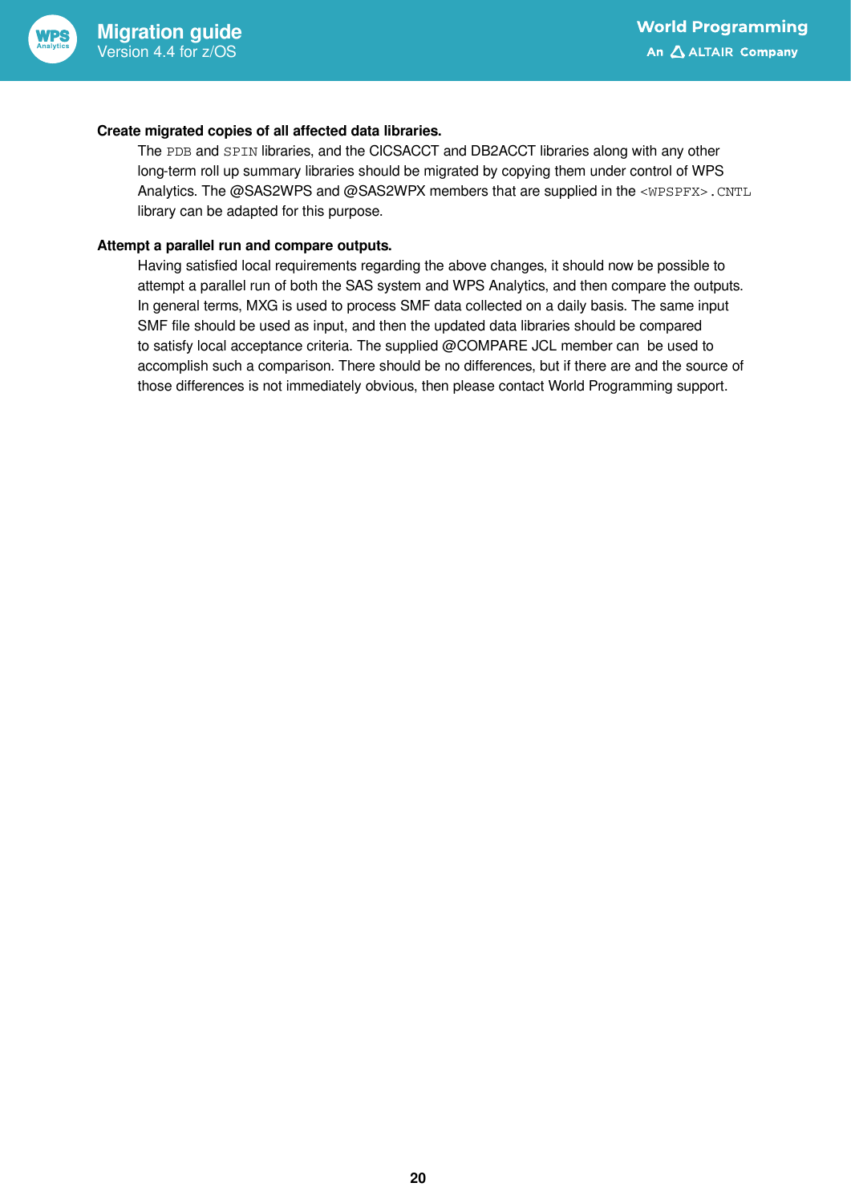**Create migrated copies of all affected data libraries.**

The `PDB` and `SPIN` libraries, and the CICSACCT and DB2ACCT libraries along with any other long-term roll up summary libraries should be migrated by copying them under control of WPS Analytics. The @SAS2WPS and @SAS2WPX members that are supplied in the `<WPSPFX>.CNTL` library can be adapted for this purpose.

**Attempt a parallel run and compare outputs.**

Having satisfied local requirements regarding the above changes, it should now be possible to attempt a parallel run of both the SAS system and WPS Analytics, and then compare the outputs. In general terms, MXG is used to process SMF data collected on a daily basis. The same input SMF file should be used as input, and then the updated data libraries should be compared to satisfy local acceptance criteria. The supplied @COMPARE JCL member can be used to accomplish such a comparison. There should be no differences, but if there are and the source of those differences is not immediately obvious, then please contact World Programming support.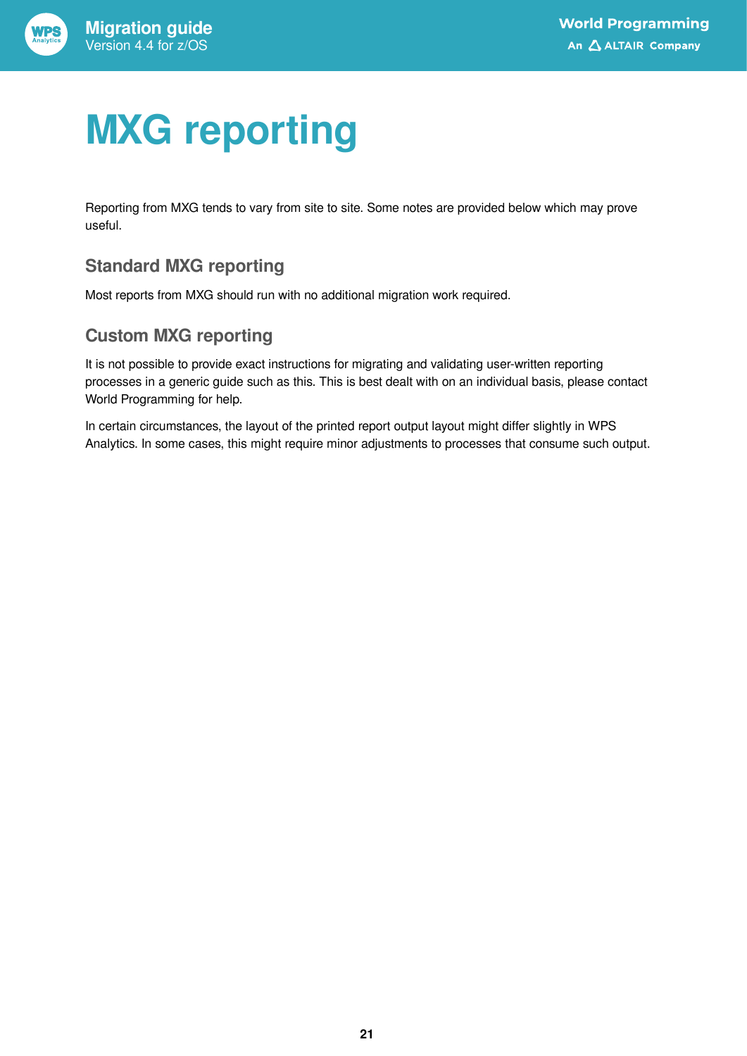# MXG reporting

Reporting from MXG tends to vary from site to site. Some notes are provided below which may prove useful.

## Standard MXG reporting

Most reports from MXG should run with no additional migration work required.

## Custom MXG reporting

It is not possible to provide exact instructions for migrating and validating user-written reporting processes in a generic guide such as this. This is best dealt with on an individual basis, please contact World Programming for help.

In certain circumstances, the layout of the printed report output layout might differ slightly in WPS Analytics. In some cases, this might require minor adjustments to processes that consume such output.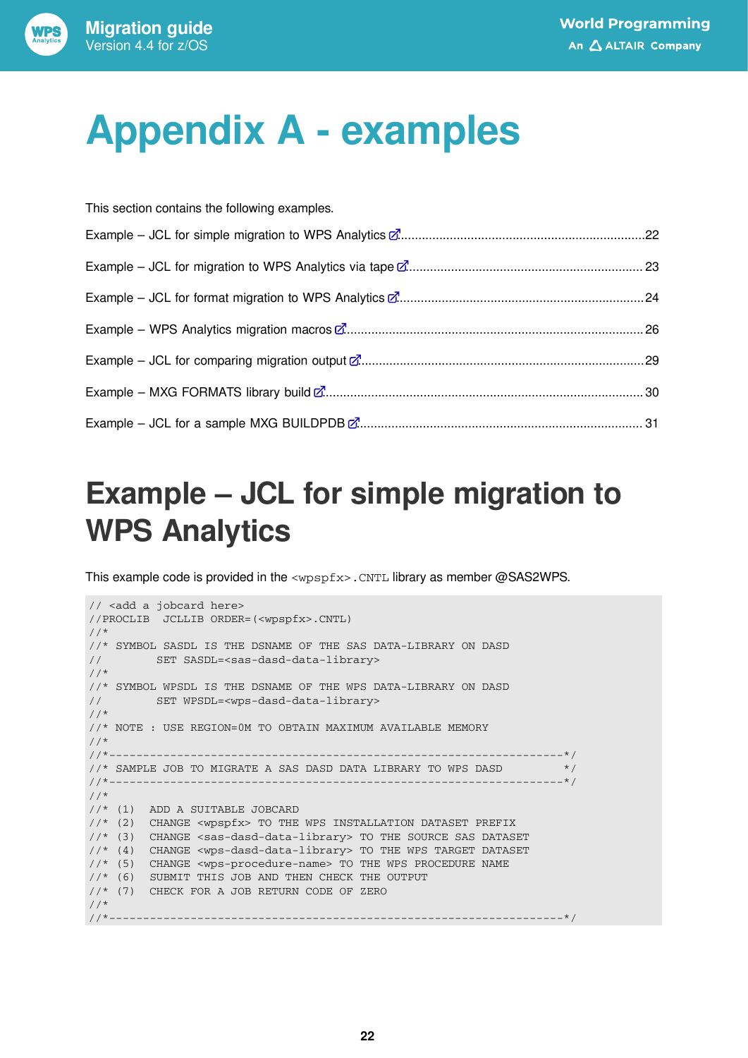# Appendix A - examples

This section contains the following examples.

Example – JCL for simple migration to WPS Analytics ........................................................................22

Example – JCL for migration to WPS Analytics via tape ...................................................................... 23

Example – JCL for format migration to WPS Analytics ........................................................................24

Example – WPS Analytics migration macros ....................................................................................... 26

Example – JCL for comparing migration output ...................................................................................29

Example – MXG FORMATS library build ............................................................................................. 30

Example – JCL for a sample MXG BUILDPDB .................................................................................... 31

# Example – JCL for simple migration to WPS Analytics

This example code is provided in the `<wpspfx>.CNTL` library as member @SAS2WPS.

```
// <add a jobcard here>
//PROCLIB  JCLLIB ORDER=(<wpspfx>.CNTL)
//*
//* SYMBOL SASDL IS THE DSNAME OF THE SAS DATA-LIBRARY ON DASD
//        SET SASDL=<sas-dasd-data-library>
//*
//* SYMBOL WPSDL IS THE DSNAME OF THE WPS DATA-LIBRARY ON DASD
//        SET WPSDL=<wps-dasd-data-library>
//*
//* NOTE : USE REGION=0M TO OBTAIN MAXIMUM AVAILABLE MEMORY
//*
//*------------------------------------------------------------------*/
//* SAMPLE JOB TO MIGRATE A SAS DASD DATA LIBRARY TO WPS DASD        */
//*------------------------------------------------------------------*/
//*
//* (1)  ADD A SUITABLE JOBCARD
//* (2)  CHANGE <wpspfx> TO THE WPS INSTALLATION DATASET PREFIX
//* (3)  CHANGE <sas-dasd-data-library> TO THE SOURCE SAS DATASET
//* (4)  CHANGE <wps-dasd-data-library> TO THE WPS TARGET DATASET
//* (5)  CHANGE <wps-procedure-name> TO THE WPS PROCEDURE NAME
//* (6)  SUBMIT THIS JOB AND THEN CHECK THE OUTPUT
//* (7)  CHECK FOR A JOB RETURN CODE OF ZERO
//*
//*------------------------------------------------------------------*/
```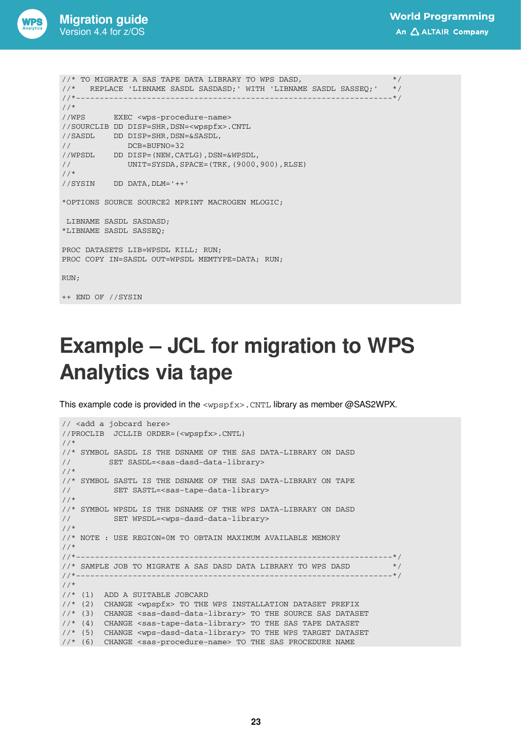```
//* TO MIGRATE A SAS TAPE DATA LIBRARY TO WPS DASD,                   */
//*   REPLACE 'LIBNAME SASDL SASDASD;' WITH 'LIBNAME SASDL SASSEQ;'    */
//*------------------------------------------------------------------*/
//*
//WPS       EXEC <wps-procedure-name>
//SOURCLIB DD DISP=SHR,DSN=<wpspfx>.CNTL
//SASDL     DD DISP=SHR,DSN=&SASDL,
//             DCB=BUFNO=32
//WPSDL     DD DISP=(NEW,CATLG),DSN=&WPSDL,
//             UNIT=SYSDA,SPACE=(TRK,(9000,900),RLSE)
//*
//SYSIN     DD DATA,DLM='++'

*OPTIONS SOURCE SOURCE2 MPRINT MACROGEN MLOGIC;

 LIBNAME SASDL SASDASD;
*LIBNAME SASDL SASSEQ;

PROC DATASETS LIB=WPSDL KILL; RUN;
PROC COPY IN=SASDL OUT=WPSDL MEMTYPE=DATA; RUN;

RUN;

++ END OF //SYSIN
```

# Example – JCL for migration to WPS Analytics via tape

This example code is provided in the `<wpspfx>.CNTL` library as member @SAS2WPX.

```
// <add a jobcard here>
//PROCLIB  JCLLIB ORDER=(<wpspfx>.CNTL)
//*
//* SYMBOL SASDL IS THE DSNAME OF THE SAS DATA-LIBRARY ON DASD
//         SET SASDL=<sas-dasd-data-library>
//*
//* SYMBOL SASTL IS THE DSNAME OF THE SAS DATA-LIBRARY ON TAPE
//          SET SASTL=<sas-tape-data-library>
//*
//* SYMBOL WPSDL IS THE DSNAME OF THE WPS DATA-LIBRARY ON DASD
//          SET WPSDL=<wps-dasd-data-library>
//*
//* NOTE : USE REGION=0M TO OBTAIN MAXIMUM AVAILABLE MEMORY
//*
//*------------------------------------------------------------------*/
//* SAMPLE JOB TO MIGRATE A SAS DASD DATA LIBRARY TO WPS DASD         */
//*------------------------------------------------------------------*/
//*
//* (1)  ADD A SUITABLE JOBCARD
//* (2)  CHANGE <wpspfx> TO THE WPS INSTALLATION DATASET PREFIX
//* (3)  CHANGE <sas-dasd-data-library> TO THE SOURCE SAS DATASET
//* (4)  CHANGE <sas-tape-data-library> TO THE SAS TAPE DATASET
//* (5)  CHANGE <wps-dasd-data-library> TO THE WPS TARGET DATASET
//* (6)  CHANGE <sas-procedure-name> TO THE SAS PROCEDURE NAME
```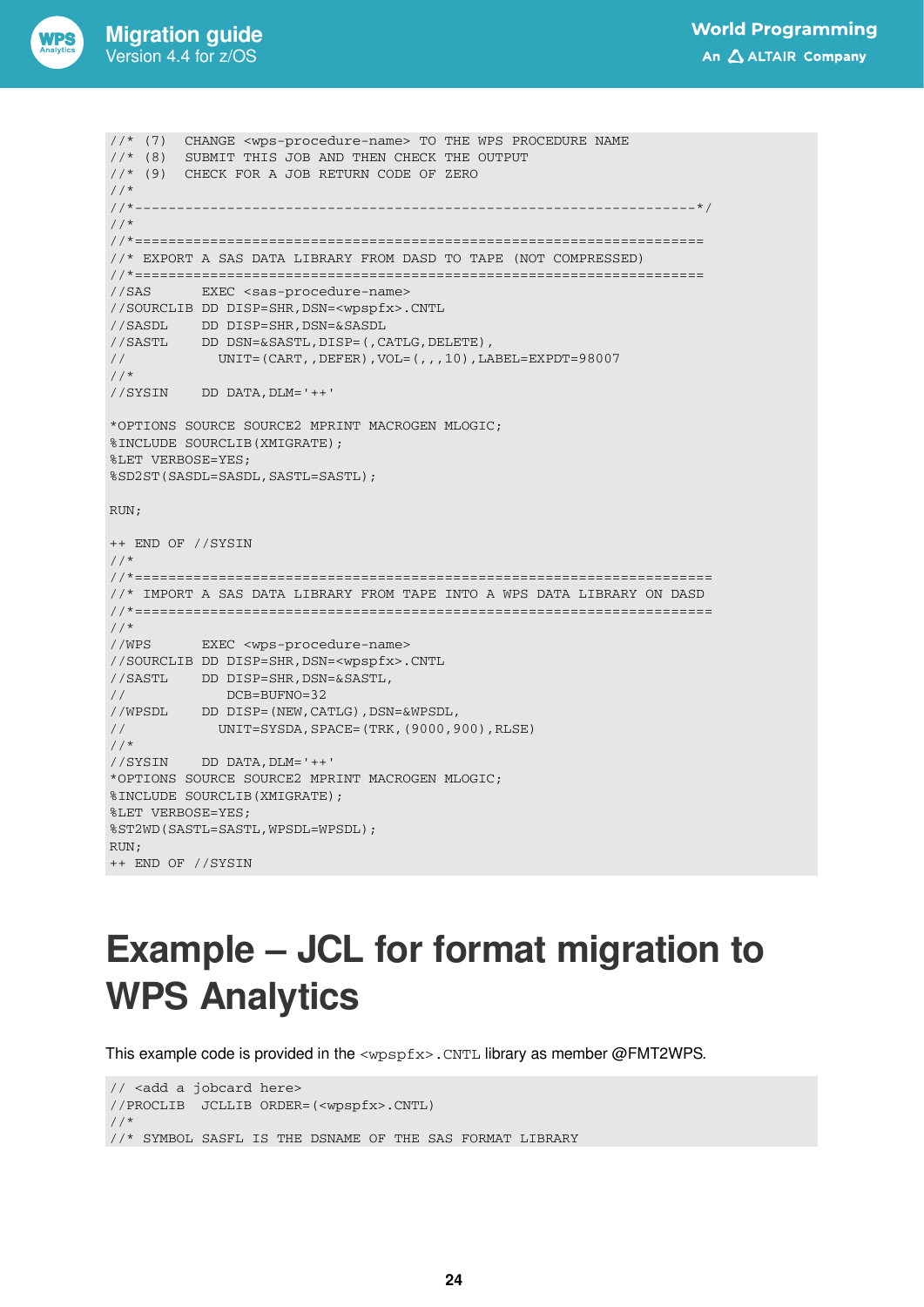```
//* (7)  CHANGE <wps-procedure-name> TO THE WPS PROCEDURE NAME
//* (8)  SUBMIT THIS JOB AND THEN CHECK THE OUTPUT
//* (9)  CHECK FOR A JOB RETURN CODE OF ZERO
//*
//*-----------------------------------------------------------------*/
//*
//*==================================================================
//* EXPORT A SAS DATA LIBRARY FROM DASD TO TAPE (NOT COMPRESSED)
//*==================================================================
//SAS      EXEC <sas-procedure-name>
//SOURCLIB DD DISP=SHR,DSN=<wpspfx>.CNTL
//SASDL    DD DISP=SHR,DSN=&SASDL
//SASTL    DD DSN=&SASTL,DISP=(,CATLG,DELETE),
//            UNIT=(CART,,DEFER),VOL=(,,,10),LABEL=EXPDT=98007
//*
//SYSIN    DD DATA,DLM='++'

*OPTIONS SOURCE SOURCE2 MPRINT MACROGEN MLOGIC;
%INCLUDE SOURCLIB(XMIGRATE);
%LET VERBOSE=YES;
%SD2ST(SASDL=SASDL,SASTL=SASTL);

RUN;

++ END OF //SYSIN
//*
//*===================================================================
//* IMPORT A SAS DATA LIBRARY FROM TAPE INTO A WPS DATA LIBRARY ON DASD
//*===================================================================
//*
//WPS      EXEC <wps-procedure-name>
//SOURCLIB DD DISP=SHR,DSN=<wpspfx>.CNTL
//SASTL    DD DISP=SHR,DSN=&SASTL,
//             DCB=BUFNO=32
//WPSDL    DD DISP=(NEW,CATLG),DSN=&WPSDL,
//            UNIT=SYSDA,SPACE=(TRK,(9000,900),RLSE)
//*
//SYSIN    DD DATA,DLM='++'
*OPTIONS SOURCE SOURCE2 MPRINT MACROGEN MLOGIC;
%INCLUDE SOURCLIB(XMIGRATE);
%LET VERBOSE=YES;
%ST2WD(SASTL=SASTL,WPSDL=WPSDL);
RUN;
++ END OF //SYSIN
```

# Example – JCL for format migration to WPS Analytics

This example code is provided in the `<wpspfx>.CNTL` library as member @FMT2WPS.

```
// <add a jobcard here>
//PROCLIB  JCLLIB ORDER=(<wpspfx>.CNTL)
//*
//* SYMBOL SASFL IS THE DSNAME OF THE SAS FORMAT LIBRARY
```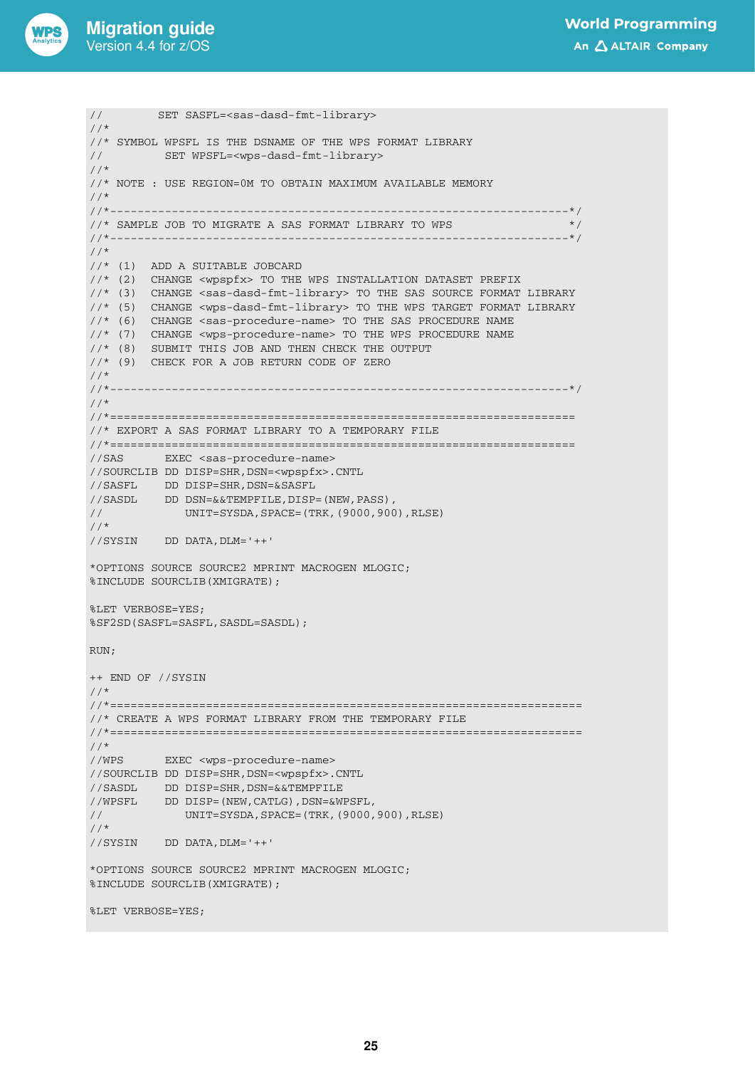```
//         SET SASFL=<sas-dasd-fmt-library>
//*
//* SYMBOL WPSFL IS THE DSNAME OF THE WPS FORMAT LIBRARY
//          SET WPSFL=<wps-dasd-fmt-library>
//*
//* NOTE : USE REGION=0M TO OBTAIN MAXIMUM AVAILABLE MEMORY
//*
//*-------------------------------------------------------------------*/
//* SAMPLE JOB TO MIGRATE A SAS FORMAT LIBRARY TO WPS                 */
//*-------------------------------------------------------------------*/
//*
//* (1)  ADD A SUITABLE JOBCARD
//* (2)  CHANGE <wpspfx> TO THE WPS INSTALLATION DATASET PREFIX
//* (3)  CHANGE <sas-dasd-fmt-library> TO THE SAS SOURCE FORMAT LIBRARY
//* (5)  CHANGE <wps-dasd-fmt-library> TO THE WPS TARGET FORMAT LIBRARY
//* (6)  CHANGE <sas-procedure-name> TO THE SAS PROCEDURE NAME
//* (7)  CHANGE <wps-procedure-name> TO THE WPS PROCEDURE NAME
//* (8)  SUBMIT THIS JOB AND THEN CHECK THE OUTPUT
//* (9)  CHECK FOR A JOB RETURN CODE OF ZERO
//*
//*-------------------------------------------------------------------*/
//*
//*===================================================================
//* EXPORT A SAS FORMAT LIBRARY TO A TEMPORARY FILE
//*===================================================================
//SAS      EXEC <sas-procedure-name>
//SOURCLIB DD DISP=SHR,DSN=<wpspfx>.CNTL
//SASFL    DD DISP=SHR,DSN=&SASFL
//SASDL    DD DSN=&&TEMPFILE,DISP=(NEW,PASS),
//            UNIT=SYSDA,SPACE=(TRK,(9000,900),RLSE)
//*
//SYSIN    DD DATA,DLM='++'

*OPTIONS SOURCE SOURCE2 MPRINT MACROGEN MLOGIC;
%INCLUDE SOURCLIB(XMIGRATE);

%LET VERBOSE=YES;
%SF2SD(SASFL=SASFL,SASDL=SASDL);

RUN;

++ END OF //SYSIN
//*
//*====================================================================
//* CREATE A WPS FORMAT LIBRARY FROM THE TEMPORARY FILE
//*====================================================================
//*
//WPS      EXEC <wps-procedure-name>
//SOURCLIB DD DISP=SHR,DSN=<wpspfx>.CNTL
//SASDL    DD DISP=SHR,DSN=&&TEMPFILE
//WPSFL    DD DISP=(NEW,CATLG),DSN=&WPSFL,
//            UNIT=SYSDA,SPACE=(TRK,(9000,900),RLSE)
//*
//SYSIN    DD DATA,DLM='++'

*OPTIONS SOURCE SOURCE2 MPRINT MACROGEN MLOGIC;
%INCLUDE SOURCLIB(XMIGRATE);

%LET VERBOSE=YES;
```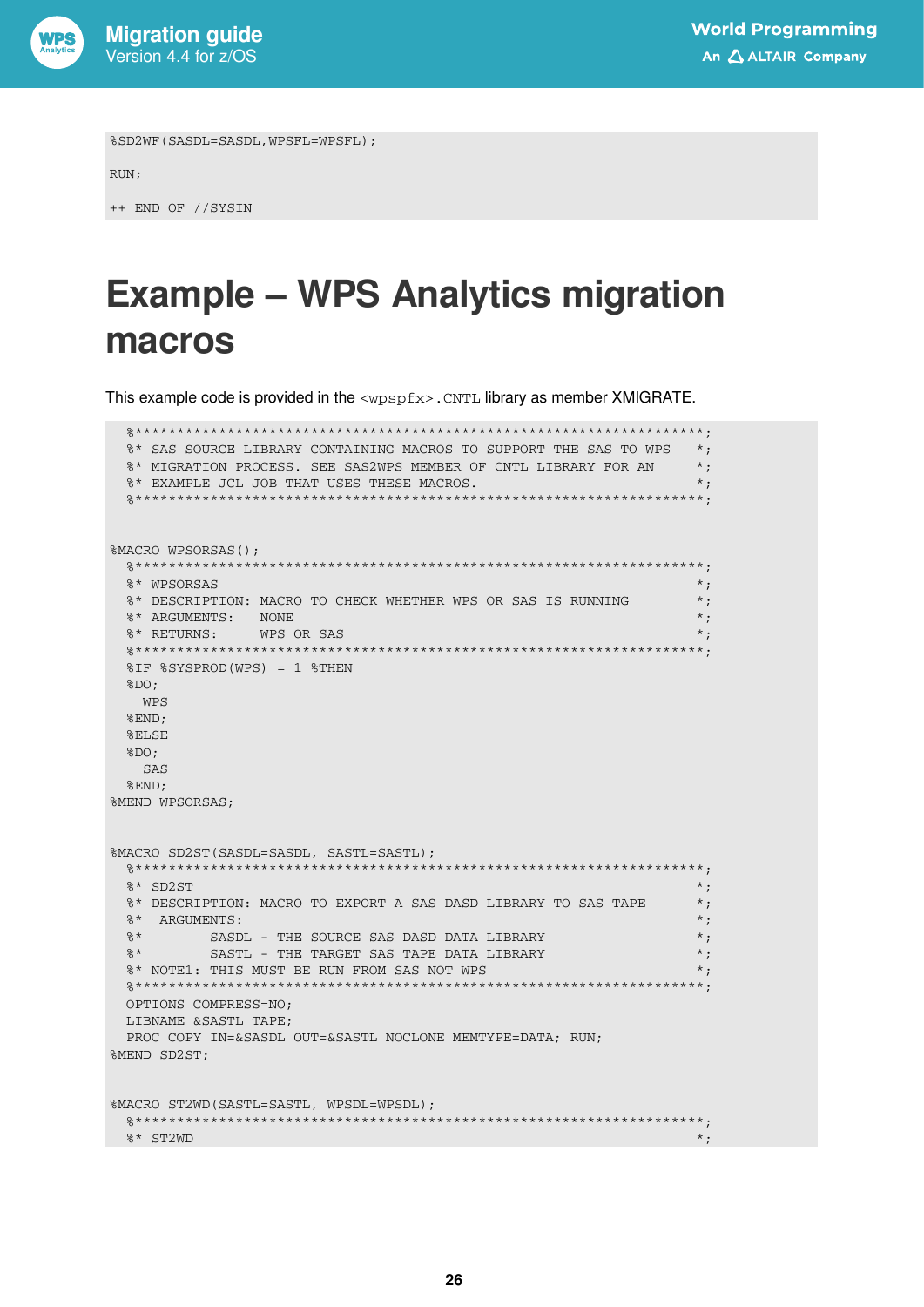```
%SD2WF(SASDL=SASDL,WPSFL=WPSFL);

RUN;

++ END OF //SYSIN
```

# Example – WPS Analytics migration macros

This example code is provided in the `<wpspfx>.CNTL` library as member XMIGRATE.

```
  %*********************************************************************;
  %* SAS SOURCE LIBRARY CONTAINING MACROS TO SUPPORT THE SAS TO WPS    *;
  %* MIGRATION PROCESS. SEE SAS2WPS MEMBER OF CNTL LIBRARY FOR AN      *;
  %* EXAMPLE JCL JOB THAT USES THESE MACROS.                           *;
  %*********************************************************************;


%MACRO WPSORSAS();
  %*********************************************************************;
  %* WPSORSAS                                                          *;
  %* DESCRIPTION: MACRO TO CHECK WHETHER WPS OR SAS IS RUNNING         *;
  %* ARGUMENTS:    NONE                                                *;
  %* RETURNS:      WPS OR SAS                                          *;
  %*********************************************************************;
  %IF %SYSPROD(WPS) = 1 %THEN
  %DO;
    WPS
  %END;
  %ELSE
  %DO;
    SAS
  %END;
%MEND WPSORSAS;


%MACRO SD2ST(SASDL=SASDL, SASTL=SASTL);
  %*********************************************************************;
  %* SD2ST                                                             *;
  %* DESCRIPTION: MACRO TO EXPORT A SAS DASD LIBRARY TO SAS TAPE       *;
  %*  ARGUMENTS:                                                       *;
  %*        SASDL - THE SOURCE SAS DASD DATA LIBRARY                   *;
  %*        SASTL - THE TARGET SAS TAPE DATA LIBRARY                   *;
  %* NOTE1: THIS MUST BE RUN FROM SAS NOT WPS                          *;
  %*********************************************************************;
  OPTIONS COMPRESS=NO;
  LIBNAME &SASTL TAPE;
  PROC COPY IN=&SASDL OUT=&SASTL NOCLONE MEMTYPE=DATA; RUN;
%MEND SD2ST;


%MACRO ST2WD(SASTL=SASTL, WPSDL=WPSDL);
  %*********************************************************************;
  %* ST2WD                                                             *;
```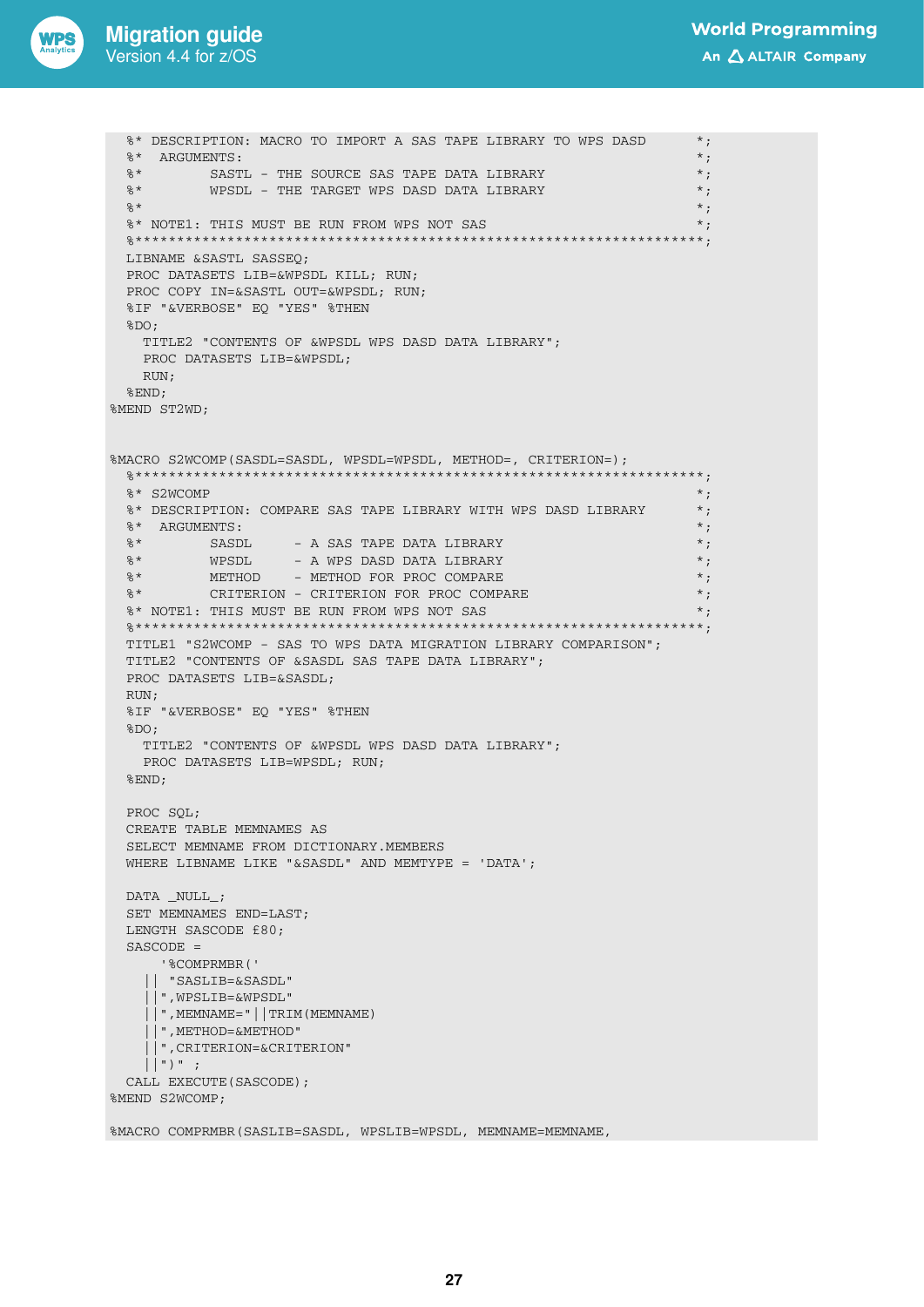```
  %* DESCRIPTION: MACRO TO IMPORT A SAS TAPE LIBRARY TO WPS DASD      *;
  %*  ARGUMENTS:                                                       *;
  %*        SASTL - THE SOURCE SAS TAPE DATA LIBRARY                   *;
  %*        WPSDL - THE TARGET WPS DASD DATA LIBRARY                   *;
  %*                                                                   *;
  %* NOTE1: THIS MUST BE RUN FROM WPS NOT SAS                          *;
  %*********************************************************************;
  LIBNAME &SASTL SASSEQ;
  PROC DATASETS LIB=&WPSDL KILL; RUN;
  PROC COPY IN=&SASTL OUT=&WPSDL; RUN;
  %IF "&VERBOSE" EQ "YES" %THEN
  %DO;
    TITLE2 "CONTENTS OF &WPSDL WPS DASD DATA LIBRARY";
    PROC DATASETS LIB=&WPSDL;
    RUN;
  %END;
%MEND ST2WD;


%MACRO S2WCOMP(SASDL=SASDL, WPSDL=WPSDL, METHOD=, CRITERION=);
  %*********************************************************************;
  %* S2WCOMP                                                           *;
  %* DESCRIPTION: COMPARE SAS TAPE LIBRARY WITH WPS DASD LIBRARY       *;
  %*  ARGUMENTS:                                                       *;
  %*        SASDL     - A SAS TAPE DATA LIBRARY                        *;
  %*        WPSDL     - A WPS DASD DATA LIBRARY                        *;
  %*        METHOD    - METHOD FOR PROC COMPARE                        *;
  %*        CRITERION - CRITERION FOR PROC COMPARE                     *;
  %* NOTE1: THIS MUST BE RUN FROM WPS NOT SAS                          *;
  %*********************************************************************;
  TITLE1 "S2WCOMP - SAS TO WPS DATA MIGRATION LIBRARY COMPARISON";
  TITLE2 "CONTENTS OF &SASDL SAS TAPE DATA LIBRARY";
  PROC DATASETS LIB=&SASDL;
  RUN;
  %IF "&VERBOSE" EQ "YES" %THEN
  %DO;
    TITLE2 "CONTENTS OF &WPSDL WPS DASD DATA LIBRARY";
    PROC DATASETS LIB=WPSDL; RUN;
  %END;

  PROC SQL;
  CREATE TABLE MEMNAMES AS
  SELECT MEMNAME FROM DICTIONARY.MEMBERS
  WHERE LIBNAME LIKE "&SASDL" AND MEMTYPE = 'DATA';

  DATA _NULL_;
  SET MEMNAMES END=LAST;
  LENGTH SASCODE £80;
  SASCODE =
      '%COMPRMBR('
    || "SASLIB=&SASDL"
    ||",WPSLIB=&WPSDL"
    ||",MEMNAME="||TRIM(MEMNAME)
    ||",METHOD=&METHOD"
    ||",CRITERION=&CRITERION"
    ||")" ;
  CALL EXECUTE(SASCODE);
%MEND S2WCOMP;

%MACRO COMPRMBR(SASLIB=SASDL, WPSLIB=WPSDL, MEMNAME=MEMNAME,
```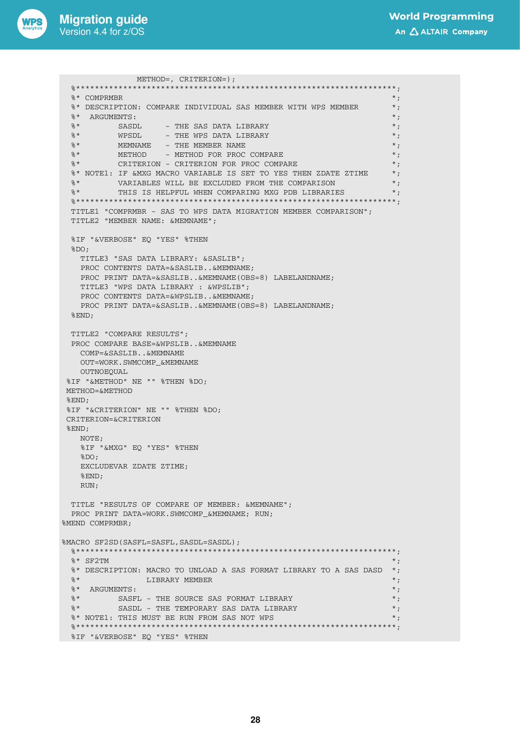```
                METHOD=, CRITERION=);
  %*********************************************************************;
  %* COMPRMBR                                                          *;
  %* DESCRIPTION: COMPARE INDIVIDUAL SAS MEMBER WITH WPS MEMBER        *;
  %*  ARGUMENTS:                                                       *;
  %*        SASDL     - THE SAS DATA LIBRARY                           *;
  %*        WPSDL     - THE WPS DATA LIBRARY                           *;
  %*        MEMNAME   - THE MEMBER NAME                                *;
  %*        METHOD    - METHOD FOR PROC COMPARE                        *;
  %*        CRITERION - CRITERION FOR PROC COMPARE                     *;
  %* NOTE1: IF &MXG MACRO VARIABLE IS SET TO YES THEN ZDATE ZTIME      *;
  %*        VARIABLES WILL BE EXCLUDED FROM THE COMPARISON             *;
  %*        THIS IS HELPFUL WHEN COMPARING MXG PDB LIBRARIES           *;
  %*********************************************************************;
  TITLE1 "COMPRMBR - SAS TO WPS DATA MIGRATION MEMBER COMPARISON";
  TITLE2 "MEMBER NAME: &MEMNAME";

  %IF "&VERBOSE" EQ "YES" %THEN
  %DO;
    TITLE3 "SAS DATA LIBRARY: &SASLIB";
    PROC CONTENTS DATA=&SASLIB..&MEMNAME;
    PROC PRINT DATA=&SASLIB..&MEMNAME(OBS=8) LABELANDNAME;
    TITLE3 "WPS DATA LIBRARY : &WPSLIB";
    PROC CONTENTS DATA=&WPSLIB..&MEMNAME;
    PROC PRINT DATA=&SASLIB..&MEMNAME(OBS=8) LABELANDNAME;
  %END;

  TITLE2 "COMPARE RESULTS";
  PROC COMPARE BASE=&WPSLIB..&MEMNAME
    COMP=&SASLIB..&MEMNAME
    OUT=WORK.SWMCOMP_&MEMNAME
    OUTNOEQUAL
 %IF "&METHOD" NE "" %THEN %DO;
 METHOD=&METHOD
 %END;
 %IF "&CRITERION" NE "" %THEN %DO;
 CRITERION=&CRITERION
 %END;
    NOTE;
    %IF "&MXG" EQ "YES" %THEN
    %DO;
    EXCLUDEVAR ZDATE ZTIME;
    %END;
    RUN;

  TITLE "RESULTS OF COMPARE OF MEMBER: &MEMNAME";
  PROC PRINT DATA=WORK.SWMCOMP_&MEMNAME; RUN;
%MEND COMPRMBR;

%MACRO SF2SD(SASFL=SASFL,SASDL=SASDL);
  %*********************************************************************;
  %* SF2TM                                                             *;
  %* DESCRIPTION: MACRO TO UNLOAD A SAS FORMAT LIBRARY TO A SAS DASD   *;
  %*              LIBRARY MEMBER                                       *;
  %*  ARGUMENTS:                                                       *;
  %*        SASFL - THE SOURCE SAS FORMAT LIBRARY                      *;
  %*        SASDL - THE TEMPORARY SAS DATA LIBRARY                     *;
  %* NOTE1: THIS MUST BE RUN FROM SAS NOT WPS                          *;
  %*********************************************************************;
  %IF "&VERBOSE" EQ "YES" %THEN
```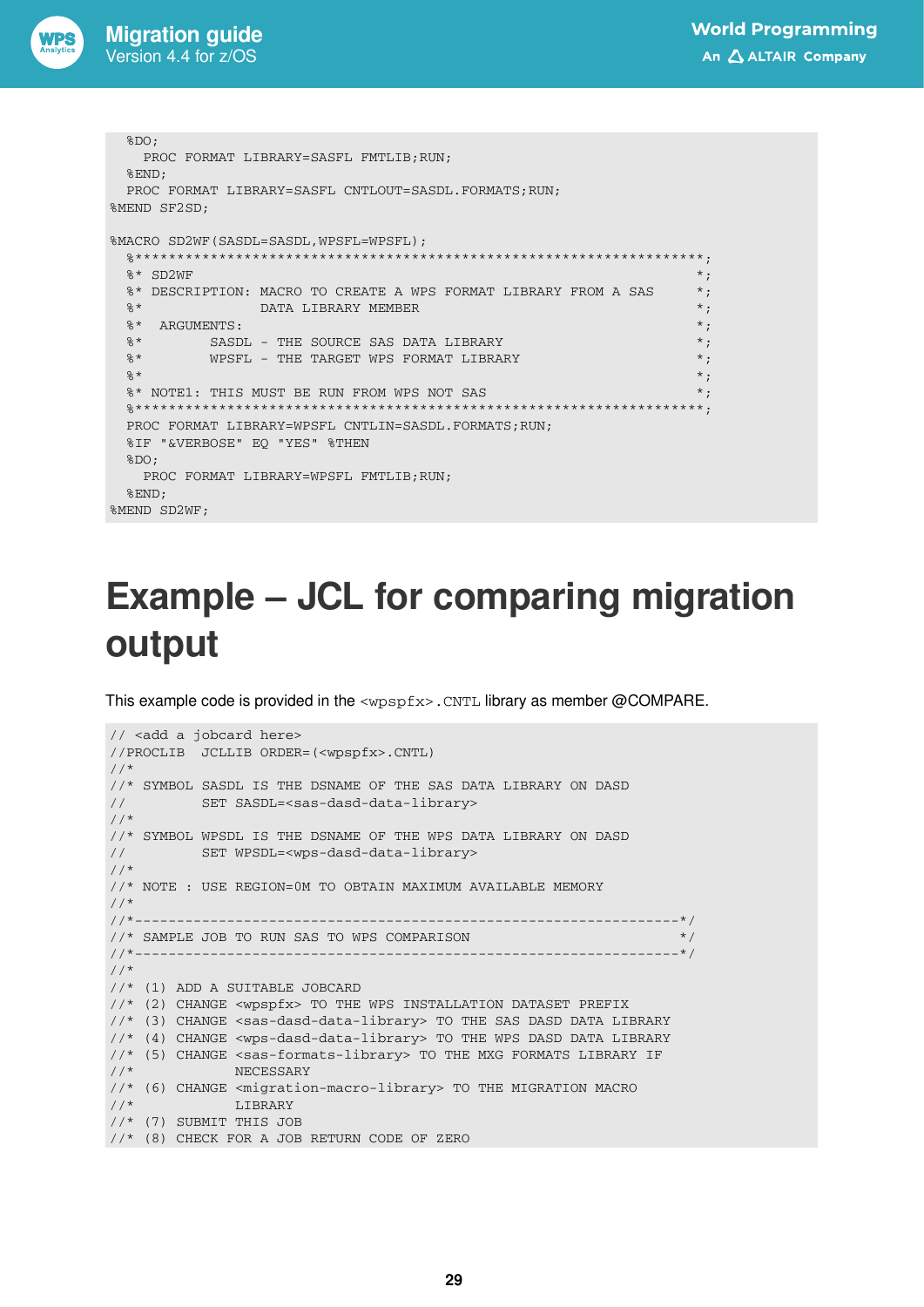```
  %DO;
    PROC FORMAT LIBRARY=SASFL FMTLIB;RUN;
  %END;
  PROC FORMAT LIBRARY=SASFL CNTLOUT=SASDL.FORMATS;RUN;
%MEND SF2SD;

%MACRO SD2WF(SASDL=SASDL,WPSFL=WPSFL);
  %*********************************************************************;
  %* SD2WF                                                             *;
  %* DESCRIPTION: MACRO TO CREATE A WPS FORMAT LIBRARY FROM A SAS      *;
  %*             DATA LIBRARY MEMBER                                   *;
  %*  ARGUMENTS:                                                       *;
  %*        SASDL - THE SOURCE SAS DATA LIBRARY                        *;
  %*        WPSFL - THE TARGET WPS FORMAT LIBRARY                      *;
  %*                                                                   *;
  %* NOTE1: THIS MUST BE RUN FROM WPS NOT SAS                          *;
  %*********************************************************************;
  PROC FORMAT LIBRARY=WPSFL CNTLIN=SASDL.FORMATS;RUN;
  %IF "&VERBOSE" EQ "YES" %THEN
  %DO;
    PROC FORMAT LIBRARY=WPSFL FMTLIB;RUN;
  %END;
%MEND SD2WF;
```

# Example – JCL for comparing migration output

This example code is provided in the `<wpspfx>.CNTL` library as member @COMPARE.

```
// <add a jobcard here>
//PROCLIB  JCLLIB ORDER=(<wpspfx>.CNTL)
//*
//* SYMBOL SASDL IS THE DSNAME OF THE SAS DATA LIBRARY ON DASD
//         SET SASDL=<sas-dasd-data-library>
//*
//* SYMBOL WPSDL IS THE DSNAME OF THE WPS DATA LIBRARY ON DASD
//         SET WPSDL=<wps-dasd-data-library>
//*
//* NOTE : USE REGION=0M TO OBTAIN MAXIMUM AVAILABLE MEMORY
//*
//*-----------------------------------------------------------------*/
//* SAMPLE JOB TO RUN SAS TO WPS COMPARISON                         */
//*-----------------------------------------------------------------*/
//*
//* (1) ADD A SUITABLE JOBCARD
//* (2) CHANGE <wpspfx> TO THE WPS INSTALLATION DATASET PREFIX
//* (3) CHANGE <sas-dasd-data-library> TO THE SAS DASD DATA LIBRARY
//* (4) CHANGE <wps-dasd-data-library> TO THE WPS DASD DATA LIBRARY
//* (5) CHANGE <sas-formats-library> TO THE MXG FORMATS LIBRARY IF
//*            NECESSARY
//* (6) CHANGE <migration-macro-library> TO THE MIGRATION MACRO
//*            LIBRARY
//* (7) SUBMIT THIS JOB
//* (8) CHECK FOR A JOB RETURN CODE OF ZERO
```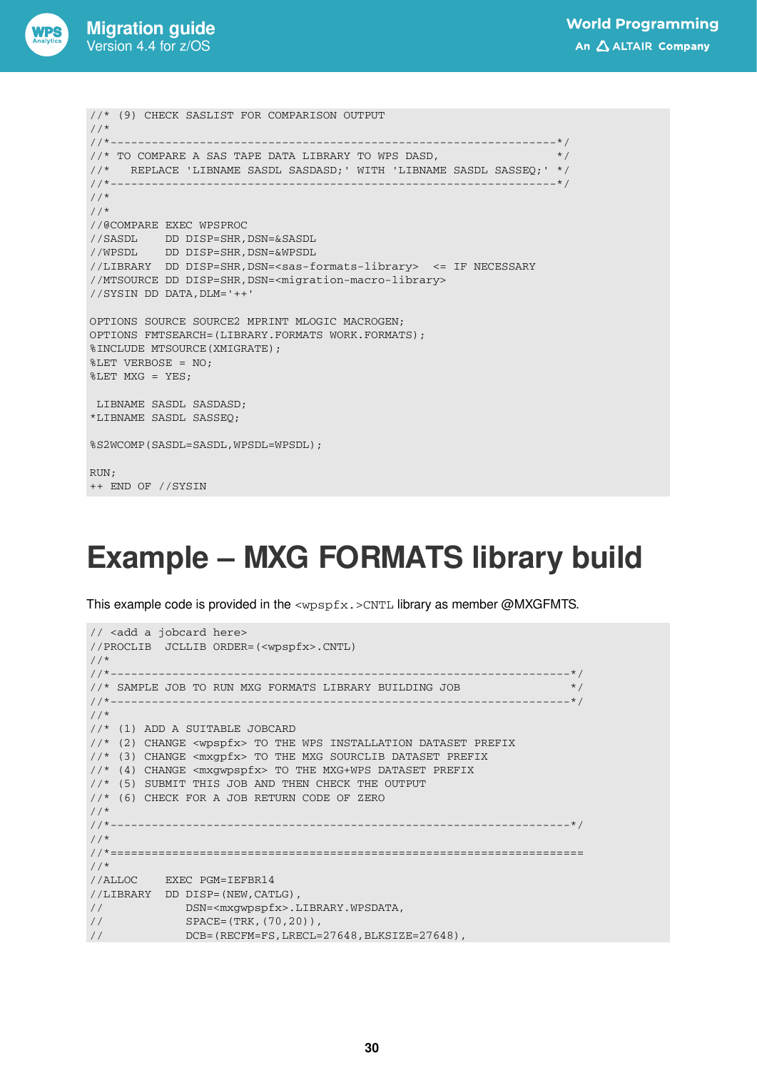```
//* (9) CHECK SASLIST FOR COMPARISON OUTPUT
//*
//*----------------------------------------------------------------*/
//* TO COMPARE A SAS TAPE DATA LIBRARY TO WPS DASD,                 */
//*   REPLACE 'LIBNAME SASDL SASDASD;' WITH 'LIBNAME SASDL SASSEQ;' */
//*----------------------------------------------------------------*/
//*
//*
//@COMPARE EXEC WPSPROC
//SASDL    DD DISP=SHR,DSN=&SASDL
//WPSDL    DD DISP=SHR,DSN=&WPSDL
//LIBRARY  DD DISP=SHR,DSN=<sas-formats-library>  <= IF NECESSARY
//MTSOURCE DD DISP=SHR,DSN=<migration-macro-library>
//SYSIN DD DATA,DLM='++'

OPTIONS SOURCE SOURCE2 MPRINT MLOGIC MACROGEN;
OPTIONS FMTSEARCH=(LIBRARY.FORMATS WORK.FORMATS);
%INCLUDE MTSOURCE(XMIGRATE);
%LET VERBOSE = NO;
%LET MXG = YES;

 LIBNAME SASDL SASDASD;
*LIBNAME SASDL SASSEQ;

%S2WCOMP(SASDL=SASDL,WPSDL=WPSDL);

RUN;
++ END OF //SYSIN
```

# Example – MXG FORMATS library build

This example code is provided in the `<wpspfx.>CNTL` library as member @MXGFMTS.

```
// <add a jobcard here>
//PROCLIB  JCLLIB ORDER=(<wpspfx>.CNTL)
//*
//*------------------------------------------------------------------*/
//* SAMPLE JOB TO RUN MXG FORMATS LIBRARY BUILDING JOB               */
//*------------------------------------------------------------------*/
//*
//* (1) ADD A SUITABLE JOBCARD
//* (2) CHANGE <wpspfx> TO THE WPS INSTALLATION DATASET PREFIX
//* (3) CHANGE <mxgpfx> TO THE MXG SOURCLIB DATASET PREFIX
//* (4) CHANGE <mxgwpspfx> TO THE MXG+WPS DATASET PREFIX
//* (5) SUBMIT THIS JOB AND THEN CHECK THE OUTPUT
//* (6) CHECK FOR A JOB RETURN CODE OF ZERO
//*
//*------------------------------------------------------------------*/
//*
//*==================================================================
//*
//ALLOC    EXEC PGM=IEFBR14
//LIBRARY  DD DISP=(NEW,CATLG),
//            DSN=<mxgwpspfx>.LIBRARY.WPSDATA,
//            SPACE=(TRK,(70,20)),
//            DCB=(RECFM=FS,LRECL=27648,BLKSIZE=27648),
```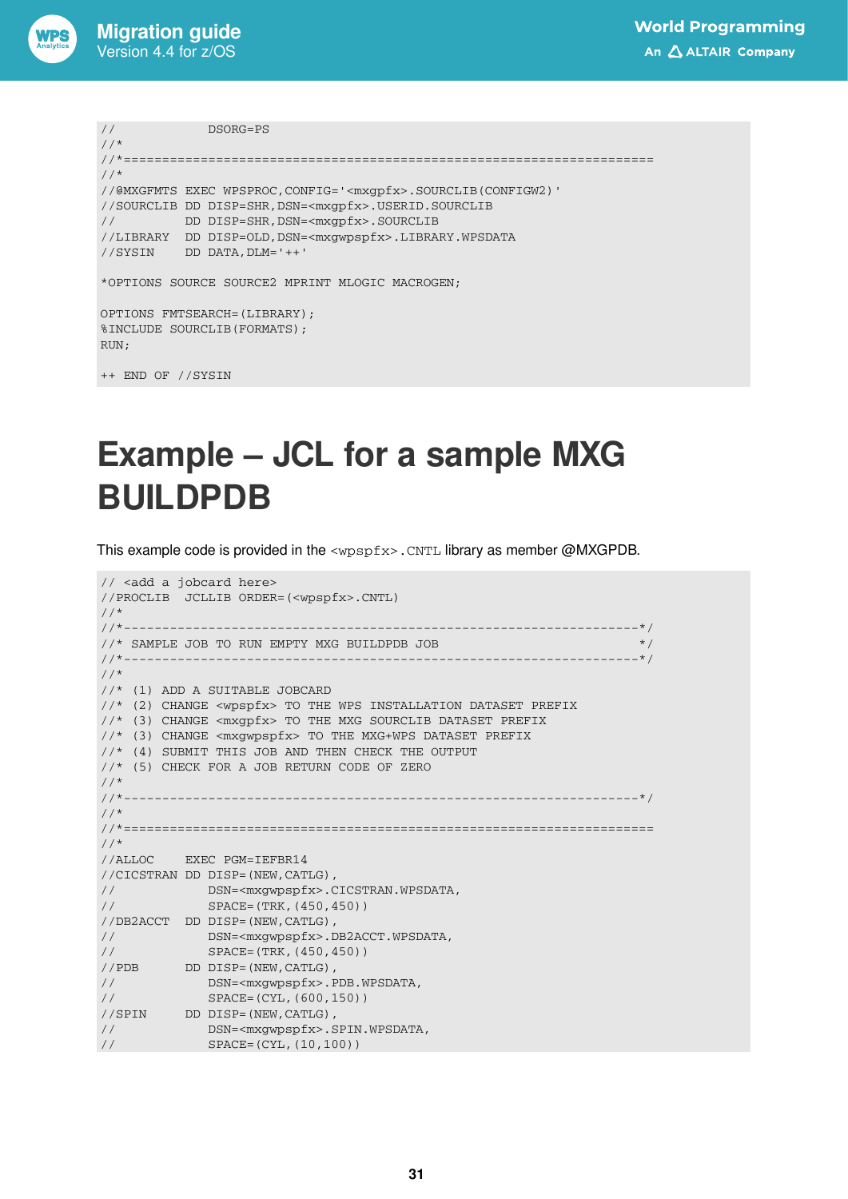```
//             DSORG=PS
//*
//*===================================================================
//*
//@MXGFMTS EXEC WPSPROC,CONFIG='<mxgpfx>.SOURCLIB(CONFIGW2)'
//SOURCLIB DD DISP=SHR,DSN=<mxgpfx>.USERID.SOURCLIB
//         DD DISP=SHR,DSN=<mxgpfx>.SOURCLIB
//LIBRARY  DD DISP=OLD,DSN=<mxgwpspfx>.LIBRARY.WPSDATA
//SYSIN    DD DATA,DLM='++'

*OPTIONS SOURCE SOURCE2 MPRINT MLOGIC MACROGEN;

OPTIONS FMTSEARCH=(LIBRARY);
%INCLUDE SOURCLIB(FORMATS);
RUN;

++ END OF //SYSIN
```

# Example – JCL for a sample MXG BUILDPDB

This example code is provided in the `<wpspfx>.CNTL` library as member @MXGPDB.

```
// <add a jobcard here>
//PROCLIB  JCLLIB ORDER=(<wpspfx>.CNTL)
//*
//*-----------------------------------------------------------------*/
//* SAMPLE JOB TO RUN EMPTY MXG BUILDPDB JOB                        */
//*-----------------------------------------------------------------*/
//*
//* (1) ADD A SUITABLE JOBCARD
//* (2) CHANGE <wpspfx> TO THE WPS INSTALLATION DATASET PREFIX
//* (3) CHANGE <mxgpfx> TO THE MXG SOURCLIB DATASET PREFIX
//* (3) CHANGE <mxgwpspfx> TO THE MXG+WPS DATASET PREFIX
//* (4) SUBMIT THIS JOB AND THEN CHECK THE OUTPUT
//* (5) CHECK FOR A JOB RETURN CODE OF ZERO
//*
//*-----------------------------------------------------------------*/
//*
//*===================================================================
//*
//ALLOC    EXEC PGM=IEFBR14
//CICSTRAN DD DISP=(NEW,CATLG),
//            DSN=<mxgwpspfx>.CICSTRAN.WPSDATA,
//            SPACE=(TRK,(450,450))
//DB2ACCT  DD DISP=(NEW,CATLG),
//            DSN=<mxgwpspfx>.DB2ACCT.WPSDATA,
//            SPACE=(TRK,(450,450))
//PDB      DD DISP=(NEW,CATLG),
//            DSN=<mxgwpspfx>.PDB.WPSDATA,
//            SPACE=(CYL,(600,150))
//SPIN     DD DISP=(NEW,CATLG),
//            DSN=<mxgwpspfx>.SPIN.WPSDATA,
//            SPACE=(CYL,(10,100))
```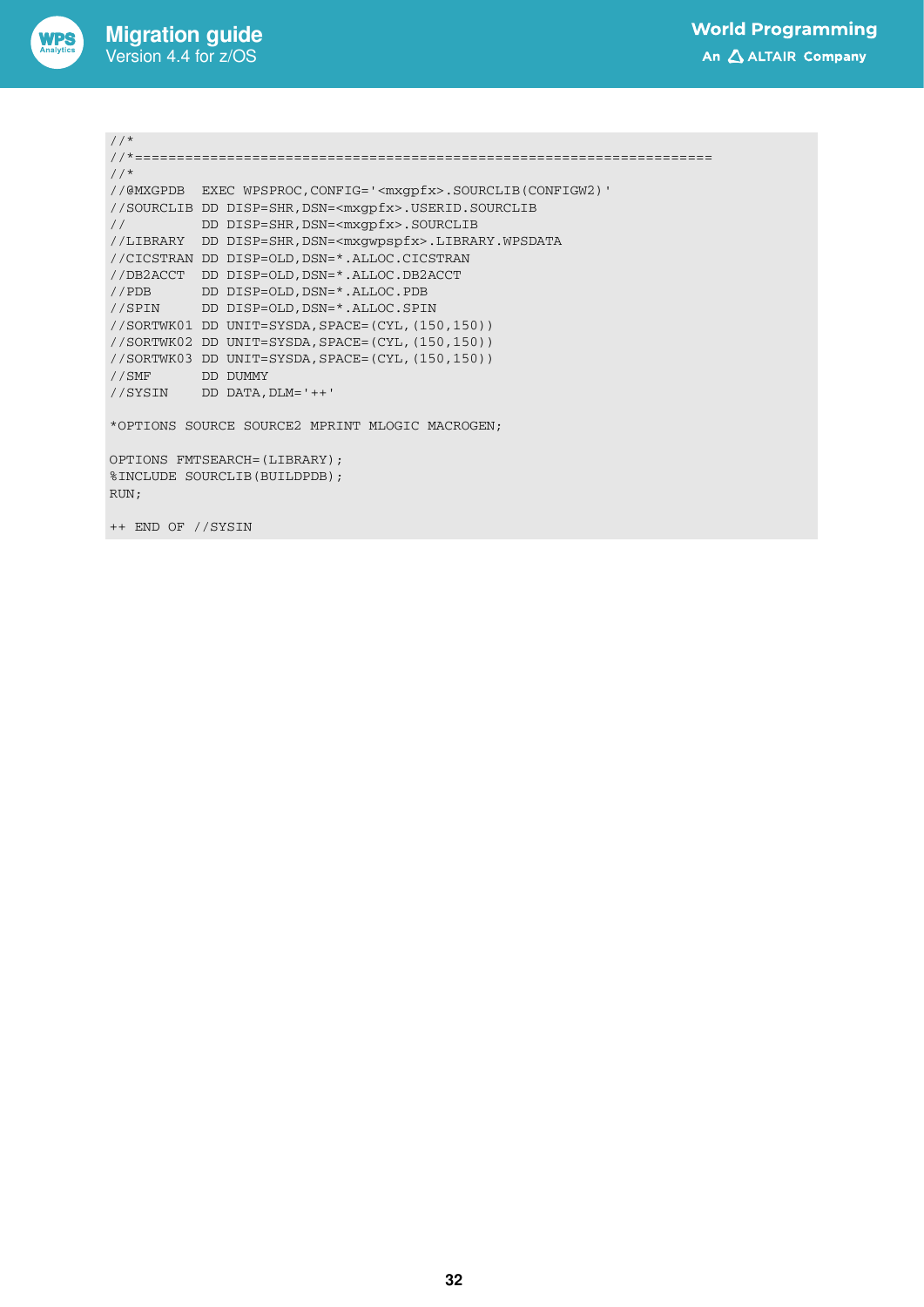```
//*
//*=====================================================================
//*
//@MXGPDB  EXEC WPSPROC,CONFIG='<mxgpfx>.SOURCLIB(CONFIGW2)'
//SOURCLIB DD DISP=SHR,DSN=<mxgpfx>.USERID.SOURCLIB
//         DD DISP=SHR,DSN=<mxgpfx>.SOURCLIB
//LIBRARY  DD DISP=SHR,DSN=<mxgwpspfx>.LIBRARY.WPSDATA
//CICSTRAN DD DISP=OLD,DSN=*.ALLOC.CICSTRAN
//DB2ACCT  DD DISP=OLD,DSN=*.ALLOC.DB2ACCT
//PDB      DD DISP=OLD,DSN=*.ALLOC.PDB
//SPIN     DD DISP=OLD,DSN=*.ALLOC.SPIN
//SORTWK01 DD UNIT=SYSDA,SPACE=(CYL,(150,150))
//SORTWK02 DD UNIT=SYSDA,SPACE=(CYL,(150,150))
//SORTWK03 DD UNIT=SYSDA,SPACE=(CYL,(150,150))
//SMF      DD DUMMY
//SYSIN    DD DATA,DLM='++'

*OPTIONS SOURCE SOURCE2 MPRINT MLOGIC MACROGEN;

OPTIONS FMTSEARCH=(LIBRARY);
%INCLUDE SOURCLIB(BUILDPDB);
RUN;

++ END OF //SYSIN
```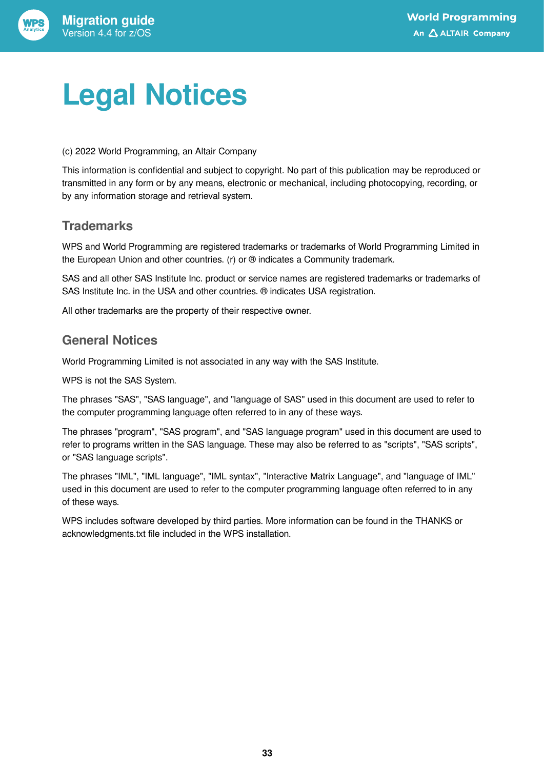# Legal Notices

(c) 2022 World Programming, an Altair Company

This information is confidential and subject to copyright. No part of this publication may be reproduced or transmitted in any form or by any means, electronic or mechanical, including photocopying, recording, or by any information storage and retrieval system.

## Trademarks

WPS and World Programming are registered trademarks or trademarks of World Programming Limited in the European Union and other countries. (r) or ® indicates a Community trademark.

SAS and all other SAS Institute Inc. product or service names are registered trademarks or trademarks of SAS Institute Inc. in the USA and other countries. ® indicates USA registration.

All other trademarks are the property of their respective owner.

## General Notices

World Programming Limited is not associated in any way with the SAS Institute.

WPS is not the SAS System.

The phrases "SAS", "SAS language", and "language of SAS" used in this document are used to refer to the computer programming language often referred to in any of these ways.

The phrases "program", "SAS program", and "SAS language program" used in this document are used to refer to programs written in the SAS language. These may also be referred to as "scripts", "SAS scripts", or "SAS language scripts".

The phrases "IML", "IML language", "IML syntax", "Interactive Matrix Language", and "language of IML" used in this document are used to refer to the computer programming language often referred to in any of these ways.

WPS includes software developed by third parties. More information can be found in the THANKS or acknowledgments.txt file included in the WPS installation.